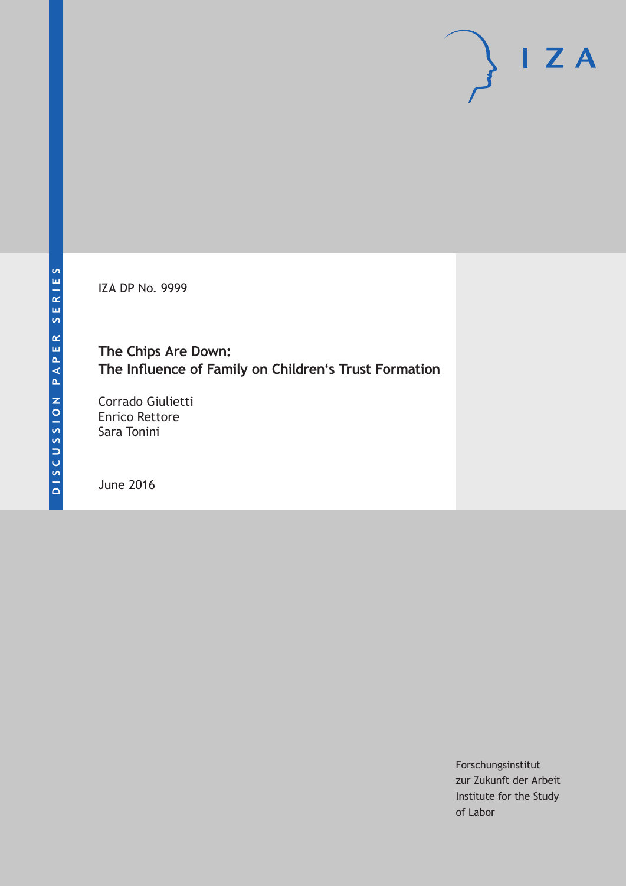DISCUSSION PAPER SERIES

IZA DP No. 9999

# The Chips Are Down: The Influence of Family on Children's Trust Formation

Corrado Giulietti
Enrico Rettore
Sara Tonini

June 2016

Forschungsinstitut
zur Zukunft der Arbeit
Institute for the Study
of Labor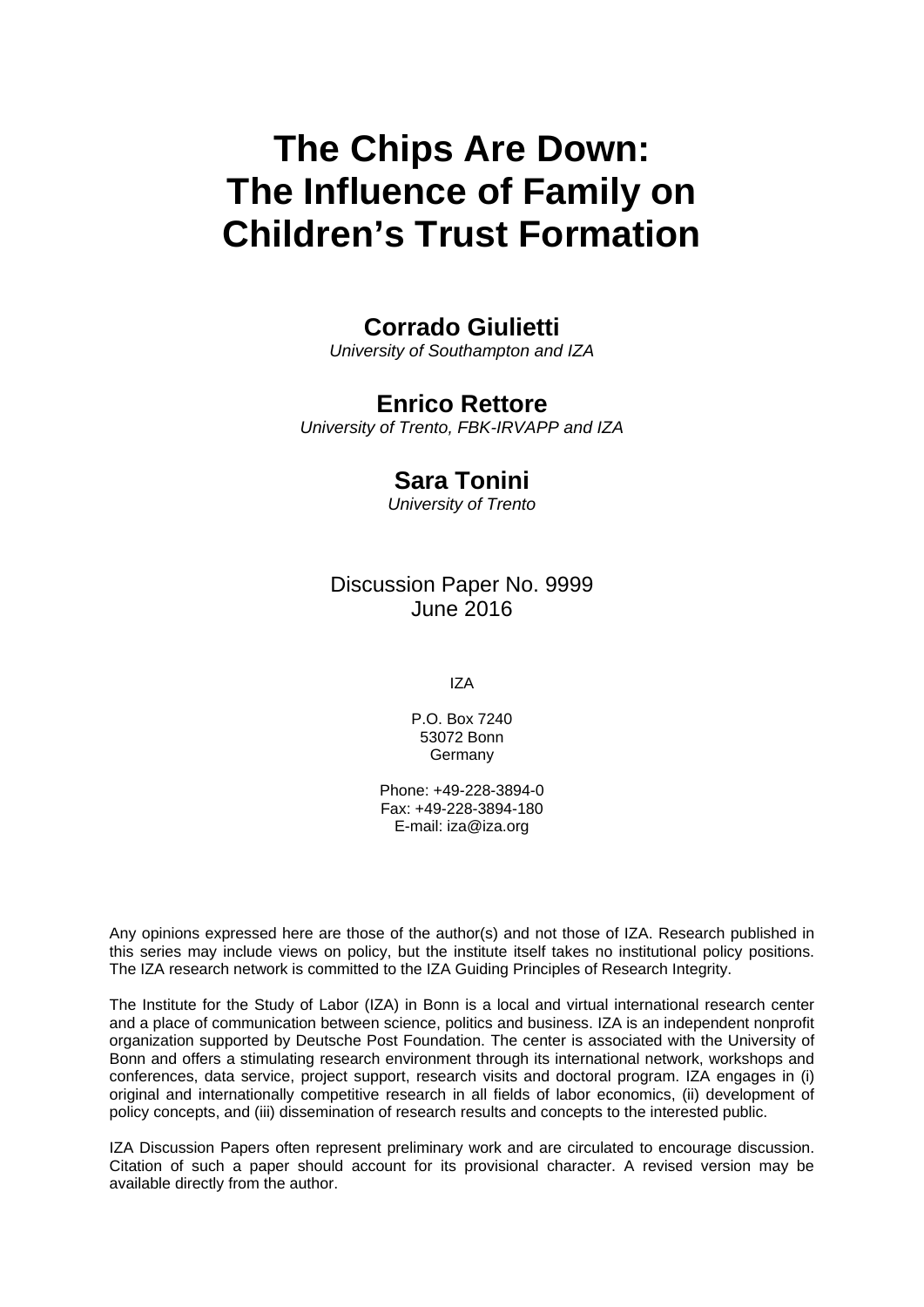# The Chips Are Down: The Influence of Family on Children's Trust Formation

**Corrado Giulietti**
*University of Southampton and IZA*

**Enrico Rettore**
*University of Trento, FBK-IRVAPP and IZA*

**Sara Tonini**
*University of Trento*

Discussion Paper No. 9999
June 2016

IZA

P.O. Box 7240
53072 Bonn
Germany

Phone: +49-228-3894-0
Fax: +49-228-3894-180
E-mail: iza@iza.org

Any opinions expressed here are those of the author(s) and not those of IZA. Research published in this series may include views on policy, but the institute itself takes no institutional policy positions. The IZA research network is committed to the IZA Guiding Principles of Research Integrity.

The Institute for the Study of Labor (IZA) in Bonn is a local and virtual international research center and a place of communication between science, politics and business. IZA is an independent nonprofit organization supported by Deutsche Post Foundation. The center is associated with the University of Bonn and offers a stimulating research environment through its international network, workshops and conferences, data service, project support, research visits and doctoral program. IZA engages in (i) original and internationally competitive research in all fields of labor economics, (ii) development of policy concepts, and (iii) dissemination of research results and concepts to the interested public.

IZA Discussion Papers often represent preliminary work and are circulated to encourage discussion. Citation of such a paper should account for its provisional character. A revised version may be available directly from the author.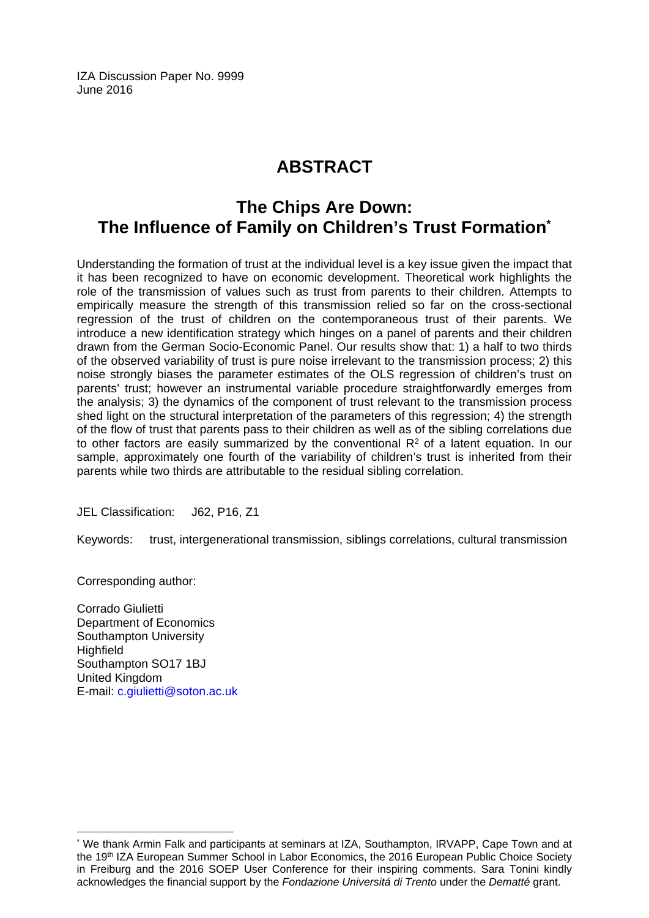IZA Discussion Paper No. 9999
June 2016

# ABSTRACT

## The Chips Are Down: The Influence of Family on Children's Trust Formation*

Understanding the formation of trust at the individual level is a key issue given the impact that it has been recognized to have on economic development. Theoretical work highlights the role of the transmission of values such as trust from parents to their children. Attempts to empirically measure the strength of this transmission relied so far on the cross-sectional regression of the trust of children on the contemporaneous trust of their parents. We introduce a new identification strategy which hinges on a panel of parents and their children drawn from the German Socio-Economic Panel. Our results show that: 1) a half to two thirds of the observed variability of trust is pure noise irrelevant to the transmission process; 2) this noise strongly biases the parameter estimates of the OLS regression of children's trust on parents' trust; however an instrumental variable procedure straightforwardly emerges from the analysis; 3) the dynamics of the component of trust relevant to the transmission process shed light on the structural interpretation of the parameters of this regression; 4) the strength of the flow of trust that parents pass to their children as well as of the sibling correlations due to other factors are easily summarized by the conventional $R^2$ of a latent equation. In our sample, approximately one fourth of the variability of children's trust is inherited from their parents while two thirds are attributable to the residual sibling correlation.

JEL Classification: J62, P16, Z1

Keywords: trust, intergenerational transmission, siblings correlations, cultural transmission

Corresponding author:

Corrado Giulietti
Department of Economics
Southampton University
Highfield
Southampton SO17 1BJ
United Kingdom
E-mail: c.giulietti@soton.ac.uk

---

* We thank Armin Falk and participants at seminars at IZA, Southampton, IRVAPP, Cape Town and at the 19th IZA European Summer School in Labor Economics, the 2016 European Public Choice Society in Freiburg and the 2016 SOEP User Conference for their inspiring comments. Sara Tonini kindly acknowledges the financial support by the *Fondazione Universitá di Trento* under the *Dematté* grant.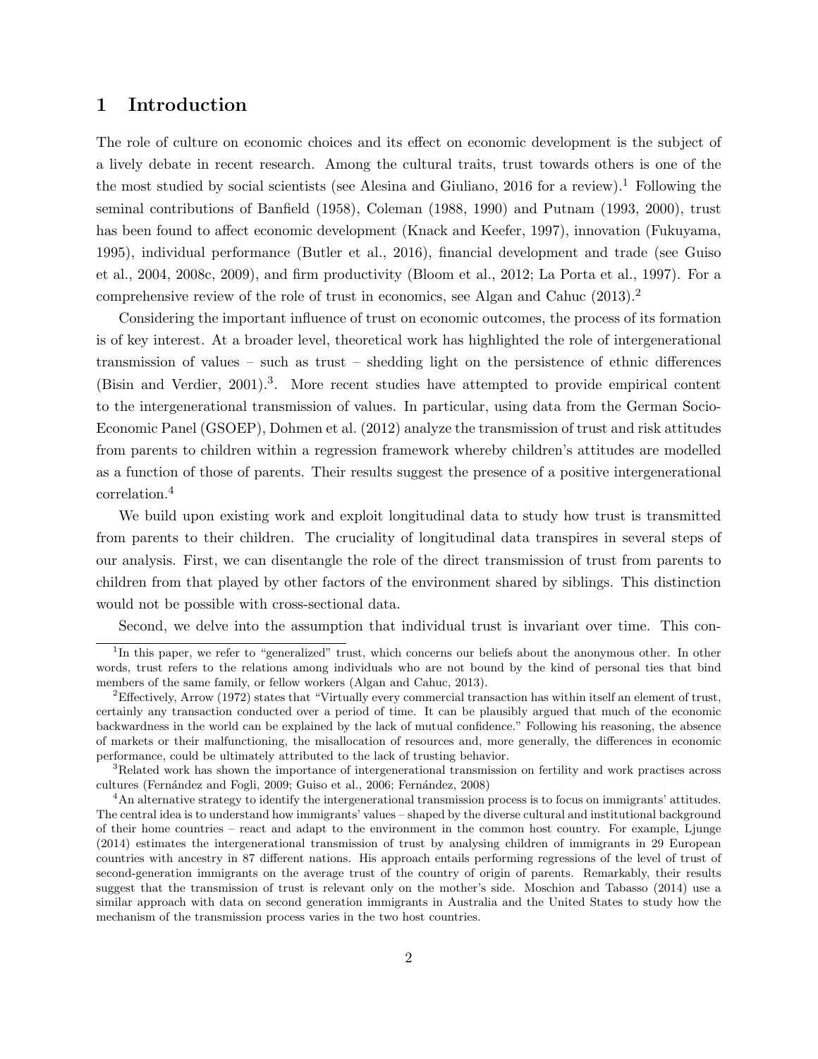# 1 Introduction

The role of culture on economic choices and its effect on economic development is the subject of a lively debate in recent research. Among the cultural traits, trust towards others is one of the the most studied by social scientists (see Alesina and Giuliano, 2016 for a review).[1] Following the seminal contributions of Banfield (1958), Coleman (1988, 1990) and Putnam (1993, 2000), trust has been found to affect economic development (Knack and Keefer, 1997), innovation (Fukuyama, 1995), individual performance (Butler et al., 2016), financial development and trade (see Guiso et al., 2004, 2008c, 2009), and firm productivity (Bloom et al., 2012; La Porta et al., 1997). For a comprehensive review of the role of trust in economics, see Algan and Cahuc (2013).[2]

Considering the important influence of trust on economic outcomes, the process of its formation is of key interest. At a broader level, theoretical work has highlighted the role of intergenerational transmission of values – such as trust – shedding light on the persistence of ethnic differences (Bisin and Verdier, 2001).[3]. More recent studies have attempted to provide empirical content to the intergenerational transmission of values. In particular, using data from the German Socio-Economic Panel (GSOEP), Dohmen et al. (2012) analyze the transmission of trust and risk attitudes from parents to children within a regression framework whereby children's attitudes are modelled as a function of those of parents. Their results suggest the presence of a positive intergenerational correlation.[4]

We build upon existing work and exploit longitudinal data to study how trust is transmitted from parents to their children. The cruciality of longitudinal data transpires in several steps of our analysis. First, we can disentangle the role of the direct transmission of trust from parents to children from that played by other factors of the environment shared by siblings. This distinction would not be possible with cross-sectional data.

Second, we delve into the assumption that individual trust is invariant over time. This con-

[1] In this paper, we refer to "generalized" trust, which concerns our beliefs about the anonymous other. In other words, trust refers to the relations among individuals who are not bound by the kind of personal ties that bind members of the same family, or fellow workers (Algan and Cahuc, 2013).

[2] Effectively, Arrow (1972) states that "Virtually every commercial transaction has within itself an element of trust, certainly any transaction conducted over a period of time. It can be plausibly argued that much of the economic backwardness in the world can be explained by the lack of mutual confidence." Following his reasoning, the absence of markets or their malfunctioning, the misallocation of resources and, more generally, the differences in economic performance, could be ultimately attributed to the lack of trusting behavior.

[3] Related work has shown the importance of intergenerational transmission on fertility and work practises across cultures (Fernández and Fogli, 2009; Guiso et al., 2006; Fernández, 2008)

[4] An alternative strategy to identify the intergenerational transmission process is to focus on immigrants' attitudes. The central idea is to understand how immigrants' values – shaped by the diverse cultural and institutional background of their home countries – react and adapt to the environment in the common host country. For example, Ljunge (2014) estimates the intergenerational transmission of trust by analysing children of immigrants in 29 European countries with ancestry in 87 different nations. His approach entails performing regressions of the level of trust of second-generation immigrants on the average trust of the country of origin of parents. Remarkably, their results suggest that the transmission of trust is relevant only on the mother's side. Moschion and Tabasso (2014) use a similar approach with data on second generation immigrants in Australia and the United States to study how the mechanism of the transmission process varies in the two host countries.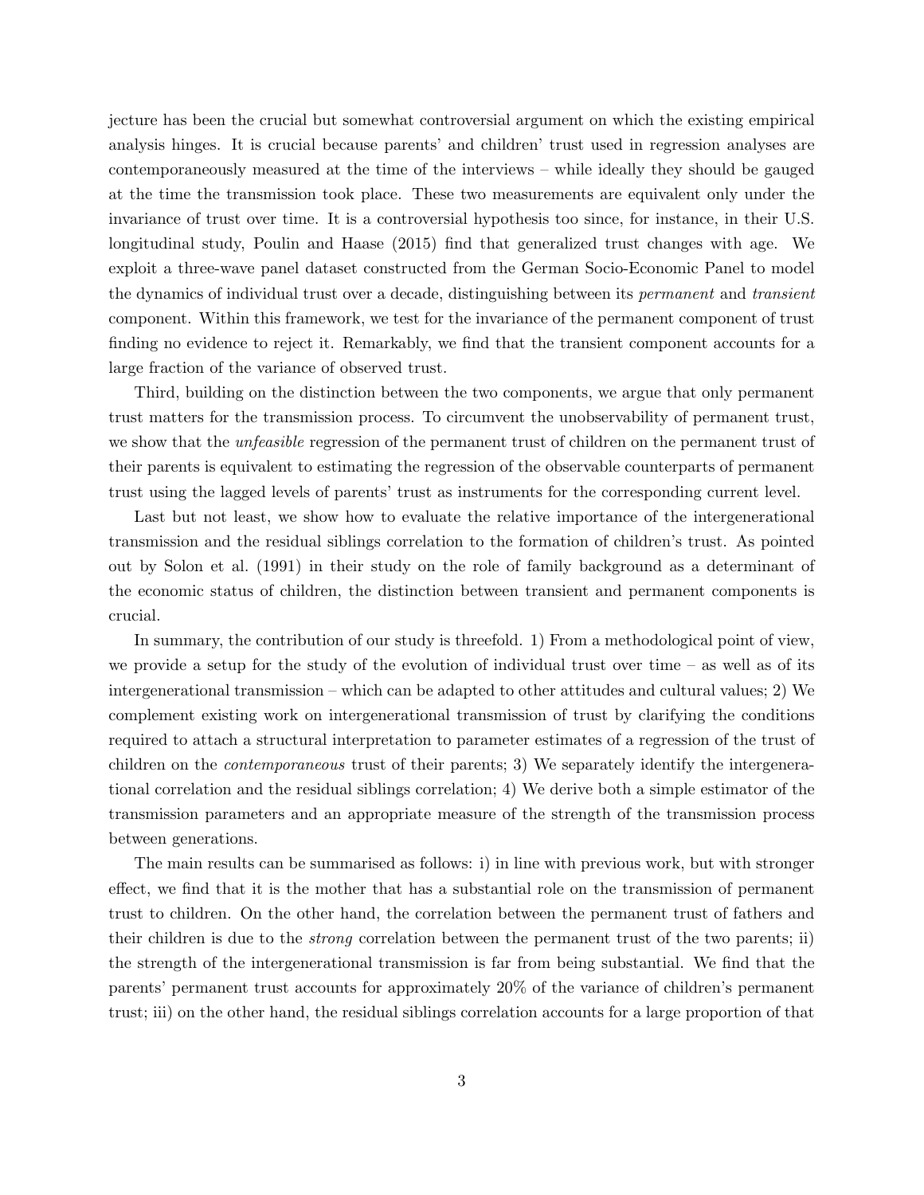jecture has been the crucial but somewhat controversial argument on which the existing empirical analysis hinges. It is crucial because parents' and children' trust used in regression analyses are contemporaneously measured at the time of the interviews – while ideally they should be gauged at the time the transmission took place. These two measurements are equivalent only under the invariance of trust over time. It is a controversial hypothesis too since, for instance, in their U.S. longitudinal study, Poulin and Haase (2015) find that generalized trust changes with age. We exploit a three-wave panel dataset constructed from the German Socio-Economic Panel to model the dynamics of individual trust over a decade, distinguishing between its *permanent* and *transient* component. Within this framework, we test for the invariance of the permanent component of trust finding no evidence to reject it. Remarkably, we find that the transient component accounts for a large fraction of the variance of observed trust.

Third, building on the distinction between the two components, we argue that only permanent trust matters for the transmission process. To circumvent the unobservability of permanent trust, we show that the *unfeasible* regression of the permanent trust of children on the permanent trust of their parents is equivalent to estimating the regression of the observable counterparts of permanent trust using the lagged levels of parents' trust as instruments for the corresponding current level.

Last but not least, we show how to evaluate the relative importance of the intergenerational transmission and the residual siblings correlation to the formation of children's trust. As pointed out by Solon et al. (1991) in their study on the role of family background as a determinant of the economic status of children, the distinction between transient and permanent components is crucial.

In summary, the contribution of our study is threefold. 1) From a methodological point of view, we provide a setup for the study of the evolution of individual trust over time – as well as of its intergenerational transmission – which can be adapted to other attitudes and cultural values; 2) We complement existing work on intergenerational transmission of trust by clarifying the conditions required to attach a structural interpretation to parameter estimates of a regression of the trust of children on the *contemporaneous* trust of their parents; 3) We separately identify the intergenerational correlation and the residual siblings correlation; 4) We derive both a simple estimator of the transmission parameters and an appropriate measure of the strength of the transmission process between generations.

The main results can be summarised as follows: i) in line with previous work, but with stronger effect, we find that it is the mother that has a substantial role on the transmission of permanent trust to children. On the other hand, the correlation between the permanent trust of fathers and their children is due to the *strong* correlation between the permanent trust of the two parents; ii) the strength of the intergenerational transmission is far from being substantial. We find that the parents' permanent trust accounts for approximately 20% of the variance of children's permanent trust; iii) on the other hand, the residual siblings correlation accounts for a large proportion of that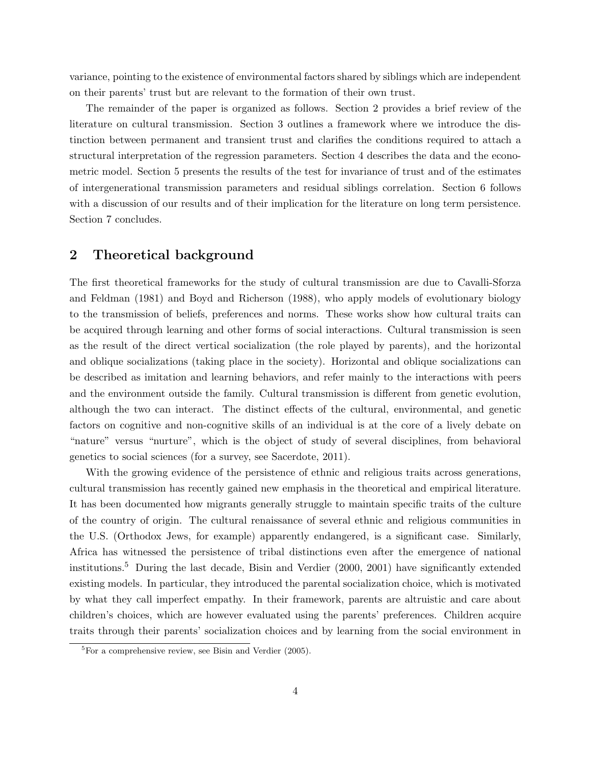variance, pointing to the existence of environmental factors shared by siblings which are independent on their parents' trust but are relevant to the formation of their own trust.

The remainder of the paper is organized as follows. Section 2 provides a brief review of the literature on cultural transmission. Section 3 outlines a framework where we introduce the distinction between permanent and transient trust and clarifies the conditions required to attach a structural interpretation of the regression parameters. Section 4 describes the data and the econometric model. Section 5 presents the results of the test for invariance of trust and of the estimates of intergenerational transmission parameters and residual siblings correlation. Section 6 follows with a discussion of our results and of their implication for the literature on long term persistence. Section 7 concludes.

## 2 Theoretical background

The first theoretical frameworks for the study of cultural transmission are due to Cavalli-Sforza and Feldman (1981) and Boyd and Richerson (1988), who apply models of evolutionary biology to the transmission of beliefs, preferences and norms. These works show how cultural traits can be acquired through learning and other forms of social interactions. Cultural transmission is seen as the result of the direct vertical socialization (the role played by parents), and the horizontal and oblique socializations (taking place in the society). Horizontal and oblique socializations can be described as imitation and learning behaviors, and refer mainly to the interactions with peers and the environment outside the family. Cultural transmission is different from genetic evolution, although the two can interact. The distinct effects of the cultural, environmental, and genetic factors on cognitive and non-cognitive skills of an individual is at the core of a lively debate on "nature" versus "nurture", which is the object of study of several disciplines, from behavioral genetics to social sciences (for a survey, see Sacerdote, 2011).

With the growing evidence of the persistence of ethnic and religious traits across generations, cultural transmission has recently gained new emphasis in the theoretical and empirical literature. It has been documented how migrants generally struggle to maintain specific traits of the culture of the country of origin. The cultural renaissance of several ethnic and religious communities in the U.S. (Orthodox Jews, for example) apparently endangered, is a significant case. Similarly, Africa has witnessed the persistence of tribal distinctions even after the emergence of national institutions.[5] During the last decade, Bisin and Verdier (2000, 2001) have significantly extended existing models. In particular, they introduced the parental socialization choice, which is motivated by what they call imperfect empathy. In their framework, parents are altruistic and care about children's choices, which are however evaluated using the parents' preferences. Children acquire traits through their parents' socialization choices and by learning from the social environment in

[5] For a comprehensive review, see Bisin and Verdier (2005).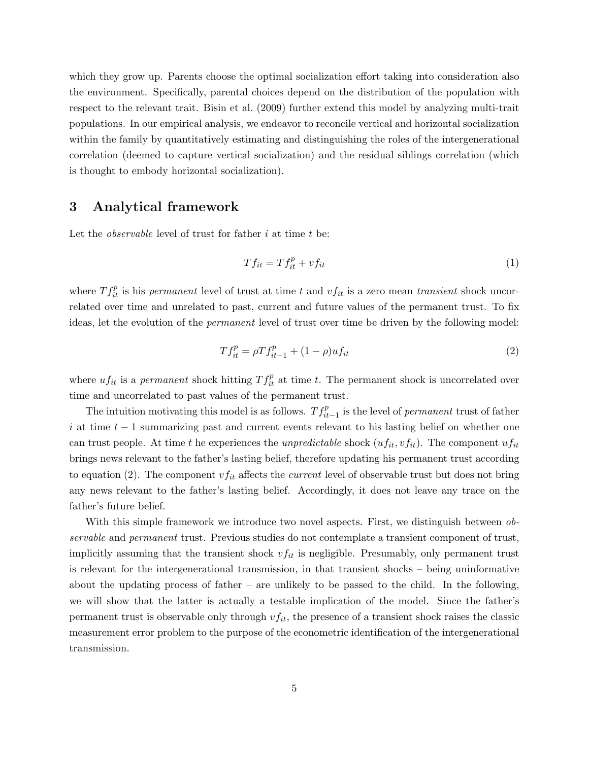which they grow up. Parents choose the optimal socialization effort taking into consideration also the environment. Specifically, parental choices depend on the distribution of the population with respect to the relevant trait. Bisin et al. (2009) further extend this model by analyzing multi-trait populations. In our empirical analysis, we endeavor to reconcile vertical and horizontal socialization within the family by quantitatively estimating and distinguishing the roles of the intergenerational correlation (deemed to capture vertical socialization) and the residual siblings correlation (which is thought to embody horizontal socialization).

## 3 Analytical framework

Let the *observable* level of trust for father $i$ at time $t$ be:

$$Tf_{it} = Tf_{it}^{p} + vf_{it} \tag{1}$$

where $Tf_{it}^{p}$ is his *permanent* level of trust at time $t$ and $vf_{it}$ is a zero mean *transient* shock uncorrelated over time and unrelated to past, current and future values of the permanent trust. To fix ideas, let the evolution of the *permanent* level of trust over time be driven by the following model:

$$Tf_{it}^{p} = \rho Tf_{it-1}^{p} + (1-\rho) uf_{it} \tag{2}$$

where $uf_{it}$ is a *permanent* shock hitting $Tf_{it}^{p}$ at time $t$. The permanent shock is uncorrelated over time and uncorrelated to past values of the permanent trust.

The intuition motivating this model is as follows. $Tf_{it-1}^{p}$ is the level of *permanent* trust of father $i$ at time $t-1$ summarizing past and current events relevant to his lasting belief on whether one can trust people. At time $t$ he experiences the *unpredictable* shock $(uf_{it}, vf_{it})$. The component $uf_{it}$ brings news relevant to the father's lasting belief, therefore updating his permanent trust according to equation (2). The component $vf_{it}$ affects the *current* level of observable trust but does not bring any news relevant to the father's lasting belief. Accordingly, it does not leave any trace on the father's future belief.

With this simple framework we introduce two novel aspects. First, we distinguish between *observable* and *permanent* trust. Previous studies do not contemplate a transient component of trust, implicitly assuming that the transient shock $vf_{it}$ is negligible. Presumably, only permanent trust is relevant for the intergenerational transmission, in that transient shocks – being uninformative about the updating process of father – are unlikely to be passed to the child. In the following, we will show that the latter is actually a testable implication of the model. Since the father's permanent trust is observable only through $vf_{it}$, the presence of a transient shock raises the classic measurement error problem to the purpose of the econometric identification of the intergenerational transmission.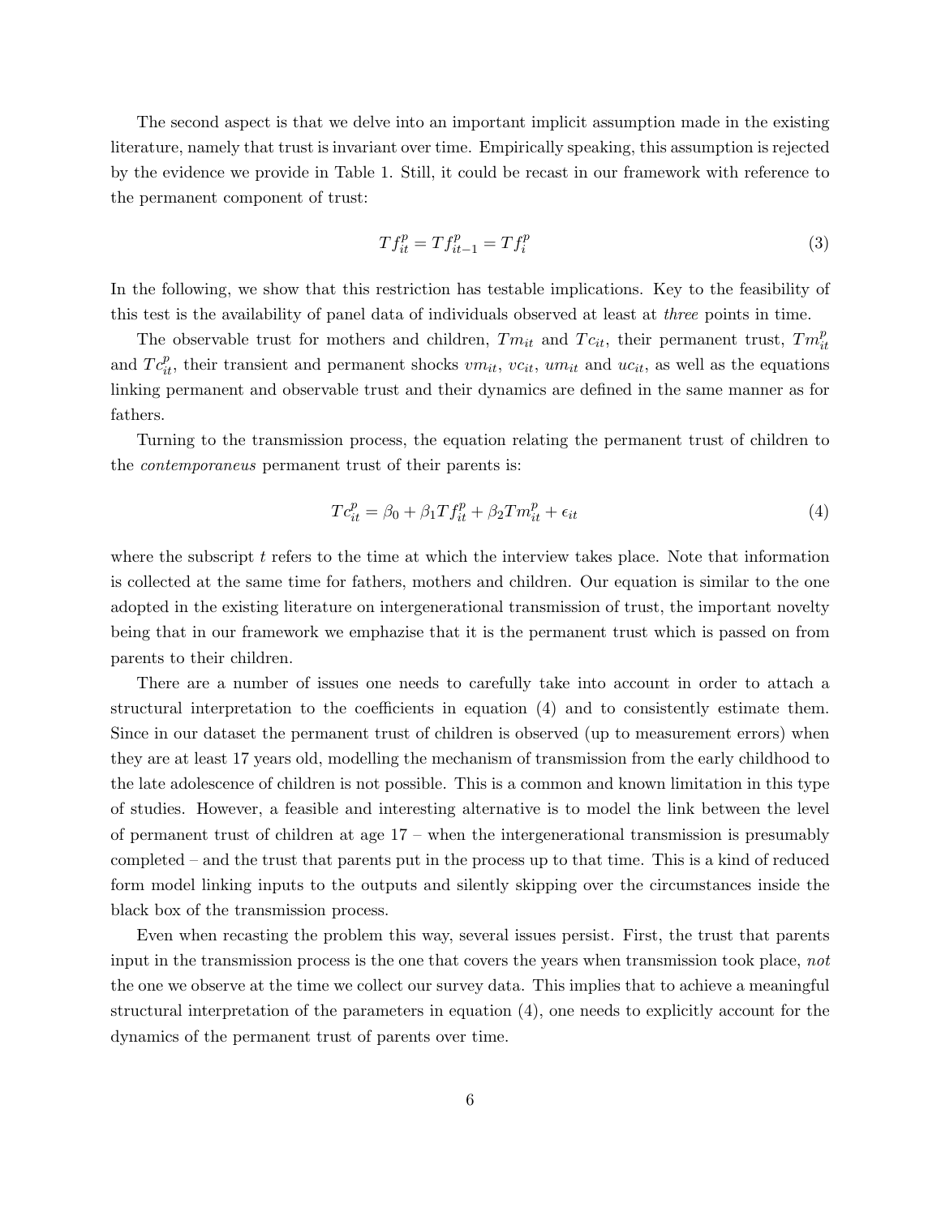The second aspect is that we delve into an important implicit assumption made in the existing literature, namely that trust is invariant over time. Empirically speaking, this assumption is rejected by the evidence we provide in Table 1. Still, it could be recast in our framework with reference to the permanent component of trust:

$$Tf_{it}^{p} = Tf_{it-1}^{p} = Tf_{i}^{p} \tag{3}$$

In the following, we show that this restriction has testable implications. Key to the feasibility of this test is the availability of panel data of individuals observed at least at *three* points in time.

The observable trust for mothers and children, $Tm_{it}$ and $Tc_{it}$, their permanent trust, $Tm_{it}^{p}$ and $Tc_{it}^{p}$, their transient and permanent shocks $vm_{it}$, $vc_{it}$, $um_{it}$ and $uc_{it}$, as well as the equations linking permanent and observable trust and their dynamics are defined in the same manner as for fathers.

Turning to the transmission process, the equation relating the permanent trust of children to the *contemporaneus* permanent trust of their parents is:

$$Tc_{it}^{p} = \beta_0 + \beta_1 Tf_{it}^{p} + \beta_2 Tm_{it}^{p} + \epsilon_{it} \tag{4}$$

where the subscript $t$ refers to the time at which the interview takes place. Note that information is collected at the same time for fathers, mothers and children. Our equation is similar to the one adopted in the existing literature on intergenerational transmission of trust, the important novelty being that in our framework we emphazise that it is the permanent trust which is passed on from parents to their children.

There are a number of issues one needs to carefully take into account in order to attach a structural interpretation to the coefficients in equation (4) and to consistently estimate them. Since in our dataset the permanent trust of children is observed (up to measurement errors) when they are at least 17 years old, modelling the mechanism of transmission from the early childhood to the late adolescence of children is not possible. This is a common and known limitation in this type of studies. However, a feasible and interesting alternative is to model the link between the level of permanent trust of children at age 17 – when the intergenerational transmission is presumably completed – and the trust that parents put in the process up to that time. This is a kind of reduced form model linking inputs to the outputs and silently skipping over the circumstances inside the black box of the transmission process.

Even when recasting the problem this way, several issues persist. First, the trust that parents input in the transmission process is the one that covers the years when transmission took place, *not* the one we observe at the time we collect our survey data. This implies that to achieve a meaningful structural interpretation of the parameters in equation (4), one needs to explicitly account for the dynamics of the permanent trust of parents over time.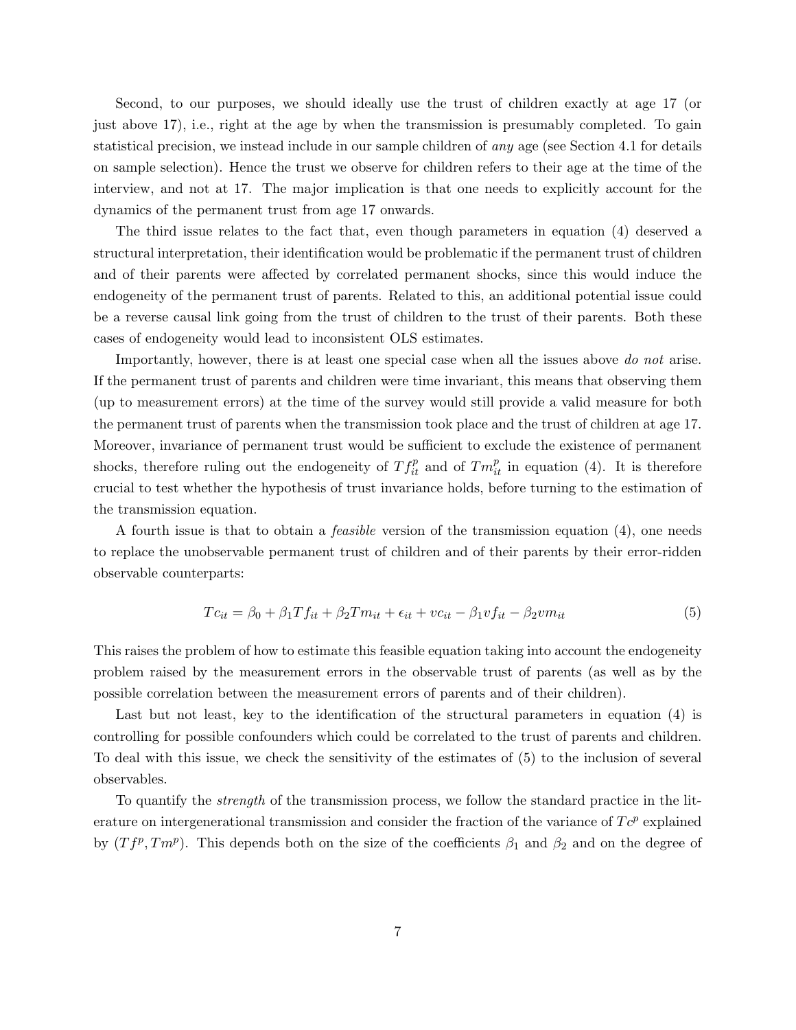Second, to our purposes, we should ideally use the trust of children exactly at age 17 (or just above 17), i.e., right at the age by when the transmission is presumably completed. To gain statistical precision, we instead include in our sample children of *any* age (see Section 4.1 for details on sample selection). Hence the trust we observe for children refers to their age at the time of the interview, and not at 17. The major implication is that one needs to explicitly account for the dynamics of the permanent trust from age 17 onwards.

The third issue relates to the fact that, even though parameters in equation (4) deserved a structural interpretation, their identification would be problematic if the permanent trust of children and of their parents were affected by correlated permanent shocks, since this would induce the endogeneity of the permanent trust of parents. Related to this, an additional potential issue could be a reverse causal link going from the trust of children to the trust of their parents. Both these cases of endogeneity would lead to inconsistent OLS estimates.

Importantly, however, there is at least one special case when all the issues above *do not* arise. If the permanent trust of parents and children were time invariant, this means that observing them (up to measurement errors) at the time of the survey would still provide a valid measure for both the permanent trust of parents when the transmission took place and the trust of children at age 17. Moreover, invariance of permanent trust would be sufficient to exclude the existence of permanent shocks, therefore ruling out the endogeneity of $Tf_{it}^p$ and of $Tm_{it}^p$ in equation (4). It is therefore crucial to test whether the hypothesis of trust invariance holds, before turning to the estimation of the transmission equation.

A fourth issue is that to obtain a *feasible* version of the transmission equation (4), one needs to replace the unobservable permanent trust of children and of their parents by their error-ridden observable counterparts:

$$Tc_{it} = \beta_0 + \beta_1 Tf_{it} + \beta_2 Tm_{it} + \epsilon_{it} + vc_{it} - \beta_1 vf_{it} - \beta_2 vm_{it} \tag{5}$$

This raises the problem of how to estimate this feasible equation taking into account the endogeneity problem raised by the measurement errors in the observable trust of parents (as well as by the possible correlation between the measurement errors of parents and of their children).

Last but not least, key to the identification of the structural parameters in equation (4) is controlling for possible confounders which could be correlated to the trust of parents and children. To deal with this issue, we check the sensitivity of the estimates of (5) to the inclusion of several observables.

To quantify the *strength* of the transmission process, we follow the standard practice in the literature on intergenerational transmission and consider the fraction of the variance of $Tc^p$ explained by $(Tf^p, Tm^p)$. This depends both on the size of the coefficients $\beta_1$ and $\beta_2$ and on the degree of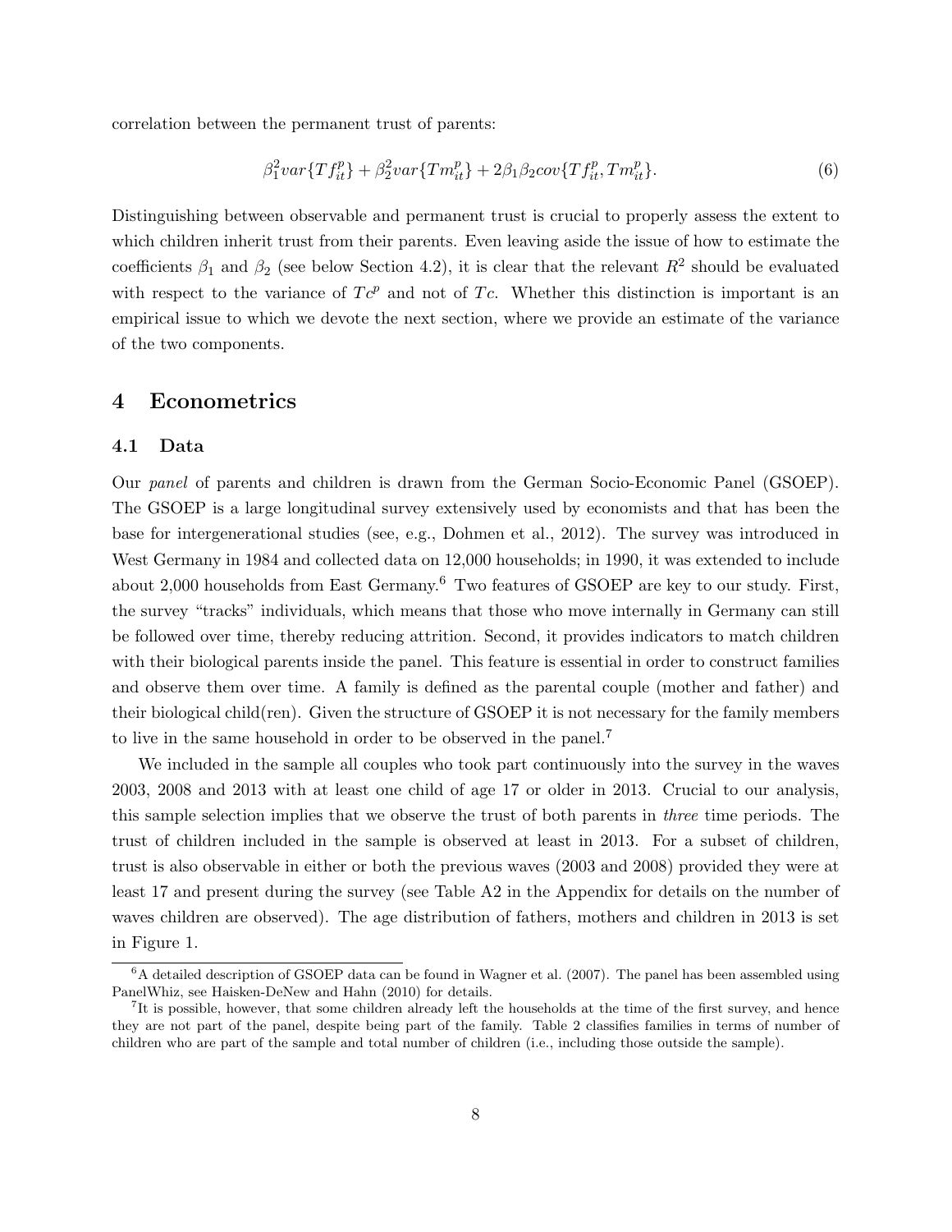correlation between the permanent trust of parents:

$$\beta_1^2 var\{Tf_{it}^p\} + \beta_2^2 var\{Tm_{it}^p\} + 2\beta_1\beta_2 cov\{Tf_{it}^p, Tm_{it}^p\}. \tag{6}$$

Distinguishing between observable and permanent trust is crucial to properly assess the extent to which children inherit trust from their parents. Even leaving aside the issue of how to estimate the coefficients $\beta_1$ and $\beta_2$ (see below Section 4.2), it is clear that the relevant $R^2$ should be evaluated with respect to the variance of $Tc^p$ and not of $Tc$. Whether this distinction is important is an empirical issue to which we devote the next section, where we provide an estimate of the variance of the two components.

# 4 Econometrics

## 4.1 Data

Our *panel* of parents and children is drawn from the German Socio-Economic Panel (GSOEP). The GSOEP is a large longitudinal survey extensively used by economists and that has been the base for intergenerational studies (see, e.g., Dohmen et al., 2012). The survey was introduced in West Germany in 1984 and collected data on 12,000 households; in 1990, it was extended to include about 2,000 households from East Germany.[6] Two features of GSOEP are key to our study. First, the survey "tracks" individuals, which means that those who move internally in Germany can still be followed over time, thereby reducing attrition. Second, it provides indicators to match children with their biological parents inside the panel. This feature is essential in order to construct families and observe them over time. A family is defined as the parental couple (mother and father) and their biological child(ren). Given the structure of GSOEP it is not necessary for the family members to live in the same household in order to be observed in the panel.[7]

We included in the sample all couples who took part continuously into the survey in the waves 2003, 2008 and 2013 with at least one child of age 17 or older in 2013. Crucial to our analysis, this sample selection implies that we observe the trust of both parents in *three* time periods. The trust of children included in the sample is observed at least in 2013. For a subset of children, trust is also observable in either or both the previous waves (2003 and 2008) provided they were at least 17 and present during the survey (see Table A2 in the Appendix for details on the number of waves children are observed). The age distribution of fathers, mothers and children in 2013 is set in Figure 1.

[6] A detailed description of GSOEP data can be found in Wagner et al. (2007). The panel has been assembled using PanelWhiz, see Haisken-DeNew and Hahn (2010) for details.

[7] It is possible, however, that some children already left the households at the time of the first survey, and hence they are not part of the panel, despite being part of the family. Table 2 classifies families in terms of number of children who are part of the sample and total number of children (i.e., including those outside the sample).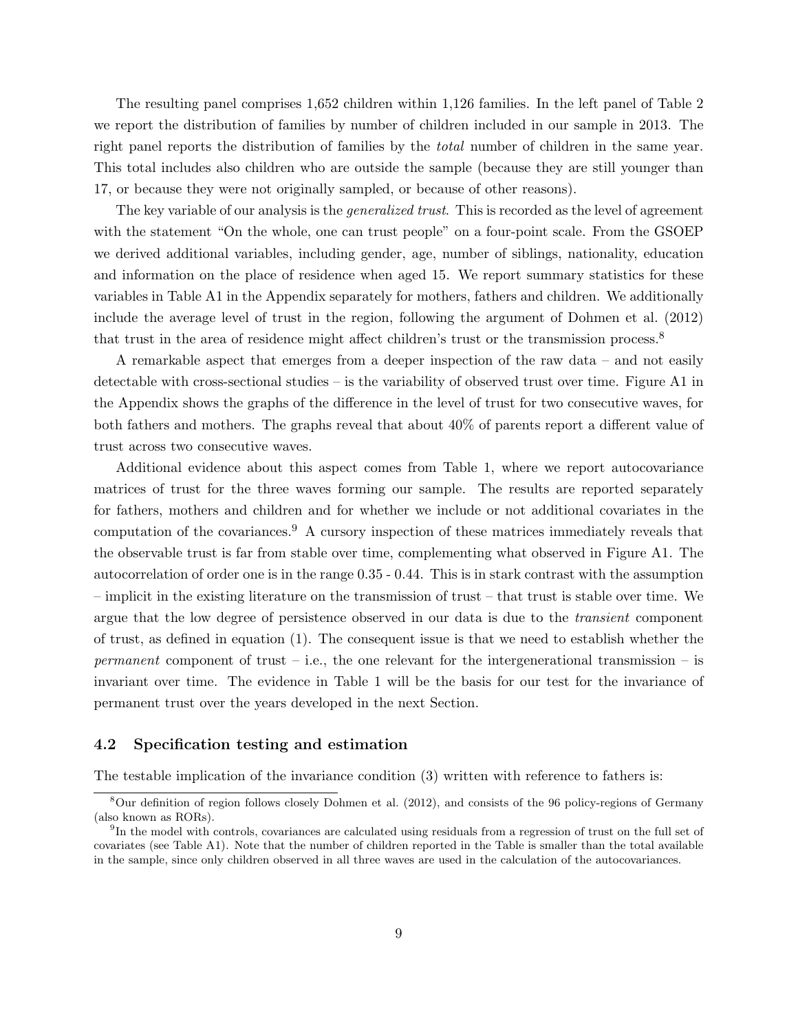The resulting panel comprises 1,652 children within 1,126 families. In the left panel of Table 2 we report the distribution of families by number of children included in our sample in 2013. The right panel reports the distribution of families by the *total* number of children in the same year. This total includes also children who are outside the sample (because they are still younger than 17, or because they were not originally sampled, or because of other reasons).

The key variable of our analysis is the *generalized trust*. This is recorded as the level of agreement with the statement "On the whole, one can trust people" on a four-point scale. From the GSOEP we derived additional variables, including gender, age, number of siblings, nationality, education and information on the place of residence when aged 15. We report summary statistics for these variables in Table A1 in the Appendix separately for mothers, fathers and children. We additionally include the average level of trust in the region, following the argument of Dohmen et al. (2012) that trust in the area of residence might affect children's trust or the transmission process.[8]

A remarkable aspect that emerges from a deeper inspection of the raw data – and not easily detectable with cross-sectional studies – is the variability of observed trust over time. Figure A1 in the Appendix shows the graphs of the difference in the level of trust for two consecutive waves, for both fathers and mothers. The graphs reveal that about 40% of parents report a different value of trust across two consecutive waves.

Additional evidence about this aspect comes from Table 1, where we report autocovariance matrices of trust for the three waves forming our sample. The results are reported separately for fathers, mothers and children and for whether we include or not additional covariates in the computation of the covariances.[9] A cursory inspection of these matrices immediately reveals that the observable trust is far from stable over time, complementing what observed in Figure A1. The autocorrelation of order one is in the range 0.35 - 0.44. This is in stark contrast with the assumption – implicit in the existing literature on the transmission of trust – that trust is stable over time. We argue that the low degree of persistence observed in our data is due to the *transient* component of trust, as defined in equation (1). The consequent issue is that we need to establish whether the *permanent* component of trust – i.e., the one relevant for the intergenerational transmission – is invariant over time. The evidence in Table 1 will be the basis for our test for the invariance of permanent trust over the years developed in the next Section.

### 4.2 Specification testing and estimation

The testable implication of the invariance condition (3) written with reference to fathers is:

[8] Our definition of region follows closely Dohmen et al. (2012), and consists of the 96 policy-regions of Germany (also known as RORs).

[9] In the model with controls, covariances are calculated using residuals from a regression of trust on the full set of covariates (see Table A1). Note that the number of children reported in the Table is smaller than the total available in the sample, since only children observed in all three waves are used in the calculation of the autocovariances.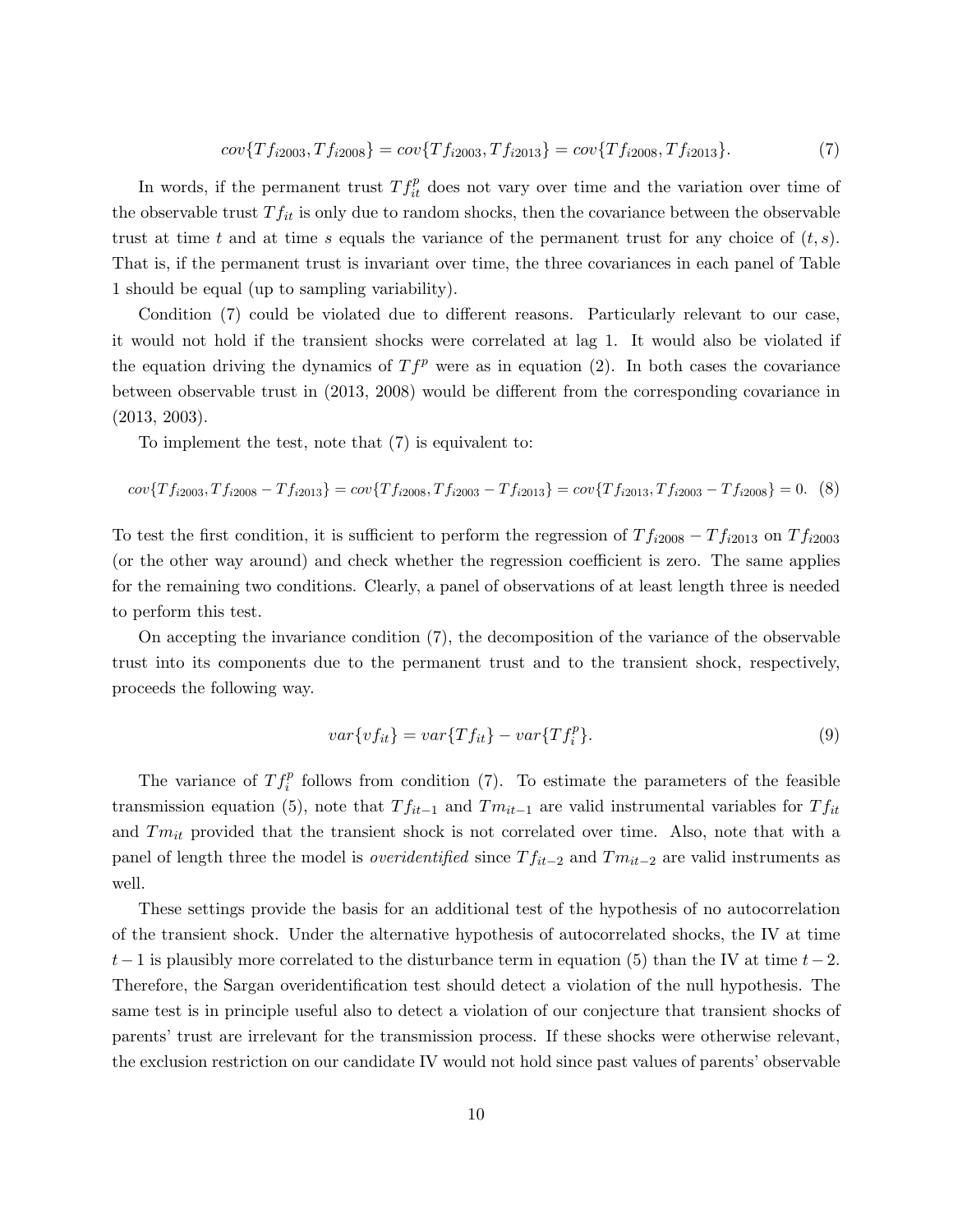$$cov\{Tf_{i2003}, Tf_{i2008}\} = cov\{Tf_{i2003}, Tf_{i2013}\} = cov\{Tf_{i2008}, Tf_{i2013}\}. \tag{7}$$

In words, if the permanent trust $Tf^p_{it}$ does not vary over time and the variation over time of the observable trust $Tf_{it}$ is only due to random shocks, then the covariance between the observable trust at time $t$ and at time $s$ equals the variance of the permanent trust for any choice of $(t, s)$. That is, if the permanent trust is invariant over time, the three covariances in each panel of Table 1 should be equal (up to sampling variability).

Condition (7) could be violated due to different reasons. Particularly relevant to our case, it would not hold if the transient shocks were correlated at lag 1. It would also be violated if the equation driving the dynamics of $Tf^p$ were as in equation (2). In both cases the covariance between observable trust in (2013, 2008) would be different from the corresponding covariance in (2013, 2003).

To implement the test, note that (7) is equivalent to:

$$cov\{Tf_{i2003}, Tf_{i2008} - Tf_{i2013}\} = cov\{Tf_{i2008}, Tf_{i2003} - Tf_{i2013}\} = cov\{Tf_{i2013}, Tf_{i2003} - Tf_{i2008}\} = 0. \tag{8}$$

To test the first condition, it is sufficient to perform the regression of $Tf_{i2008} - Tf_{i2013}$ on $Tf_{i2003}$ (or the other way around) and check whether the regression coefficient is zero. The same applies for the remaining two conditions. Clearly, a panel of observations of at least length three is needed to perform this test.

On accepting the invariance condition (7), the decomposition of the variance of the observable trust into its components due to the permanent trust and to the transient shock, respectively, proceeds the following way.

$$var\{vf_{it}\} = var\{Tf_{it}\} - var\{Tf^p_i\}. \tag{9}$$

The variance of $Tf^p_i$ follows from condition (7). To estimate the parameters of the feasible transmission equation (5), note that $Tf_{it-1}$ and $Tm_{it-1}$ are valid instrumental variables for $Tf_{it}$ and $Tm_{it}$ provided that the transient shock is not correlated over time. Also, note that with a panel of length three the model is *overidentified* since $Tf_{it-2}$ and $Tm_{it-2}$ are valid instruments as well.

These settings provide the basis for an additional test of the hypothesis of no autocorrelation of the transient shock. Under the alternative hypothesis of autocorrelated shocks, the IV at time $t-1$ is plausibly more correlated to the disturbance term in equation (5) than the IV at time $t-2$. Therefore, the Sargan overidentification test should detect a violation of the null hypothesis. The same test is in principle useful also to detect a violation of our conjecture that transient shocks of parents' trust are irrelevant for the transmission process. If these shocks were otherwise relevant, the exclusion restriction on our candidate IV would not hold since past values of parents' observable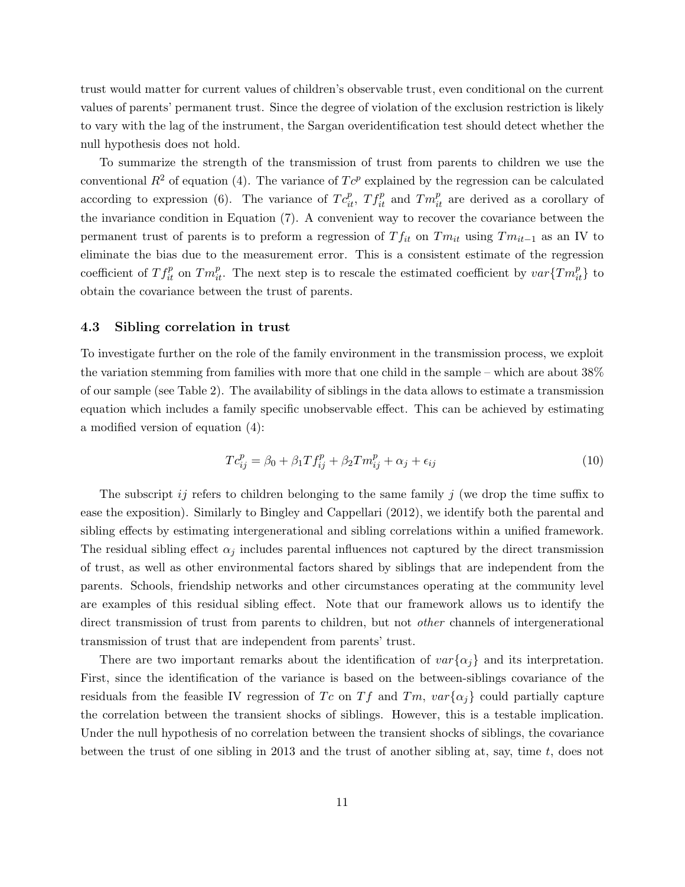trust would matter for current values of children's observable trust, even conditional on the current values of parents' permanent trust. Since the degree of violation of the exclusion restriction is likely to vary with the lag of the instrument, the Sargan overidentification test should detect whether the null hypothesis does not hold.

To summarize the strength of the transmission of trust from parents to children we use the conventional $R^2$ of equation (4). The variance of $Tc^p$ explained by the regression can be calculated according to expression (6). The variance of $Tc^p_{it}$, $Tf^p_{it}$ and $Tm^p_{it}$ are derived as a corollary of the invariance condition in Equation (7). A convenient way to recover the covariance between the permanent trust of parents is to preform a regression of $Tf_{it}$ on $Tm_{it}$ using $Tm_{it-1}$ as an IV to eliminate the bias due to the measurement error. This is a consistent estimate of the regression coefficient of $Tf^p_{it}$ on $Tm^p_{it}$. The next step is to rescale the estimated coefficient by $var\{Tm^p_{it}\}$ to obtain the covariance between the trust of parents.

### 4.3 Sibling correlation in trust

To investigate further on the role of the family environment in the transmission process, we exploit the variation stemming from families with more that one child in the sample – which are about 38% of our sample (see Table 2). The availability of siblings in the data allows to estimate a transmission equation which includes a family specific unobservable effect. This can be achieved by estimating a modified version of equation (4):

$$Tc^p_{ij} = \beta_0 + \beta_1 Tf^p_{ij} + \beta_2 Tm^p_{ij} + \alpha_j + \epsilon_{ij} \tag{10}$$

The subscript $ij$ refers to children belonging to the same family $j$ (we drop the time suffix to ease the exposition). Similarly to Bingley and Cappellari (2012), we identify both the parental and sibling effects by estimating intergenerational and sibling correlations within a unified framework. The residual sibling effect $\alpha_j$ includes parental influences not captured by the direct transmission of trust, as well as other environmental factors shared by siblings that are independent from the parents. Schools, friendship networks and other circumstances operating at the community level are examples of this residual sibling effect. Note that our framework allows us to identify the direct transmission of trust from parents to children, but not *other* channels of intergenerational transmission of trust that are independent from parents' trust.

There are two important remarks about the identification of $var\{\alpha_j\}$ and its interpretation. First, since the identification of the variance is based on the between-siblings covariance of the residuals from the feasible IV regression of $Tc$ on $Tf$ and $Tm$, $var\{\alpha_j\}$ could partially capture the correlation between the transient shocks of siblings. However, this is a testable implication. Under the null hypothesis of no correlation between the transient shocks of siblings, the covariance between the trust of one sibling in 2013 and the trust of another sibling at, say, time $t$, does not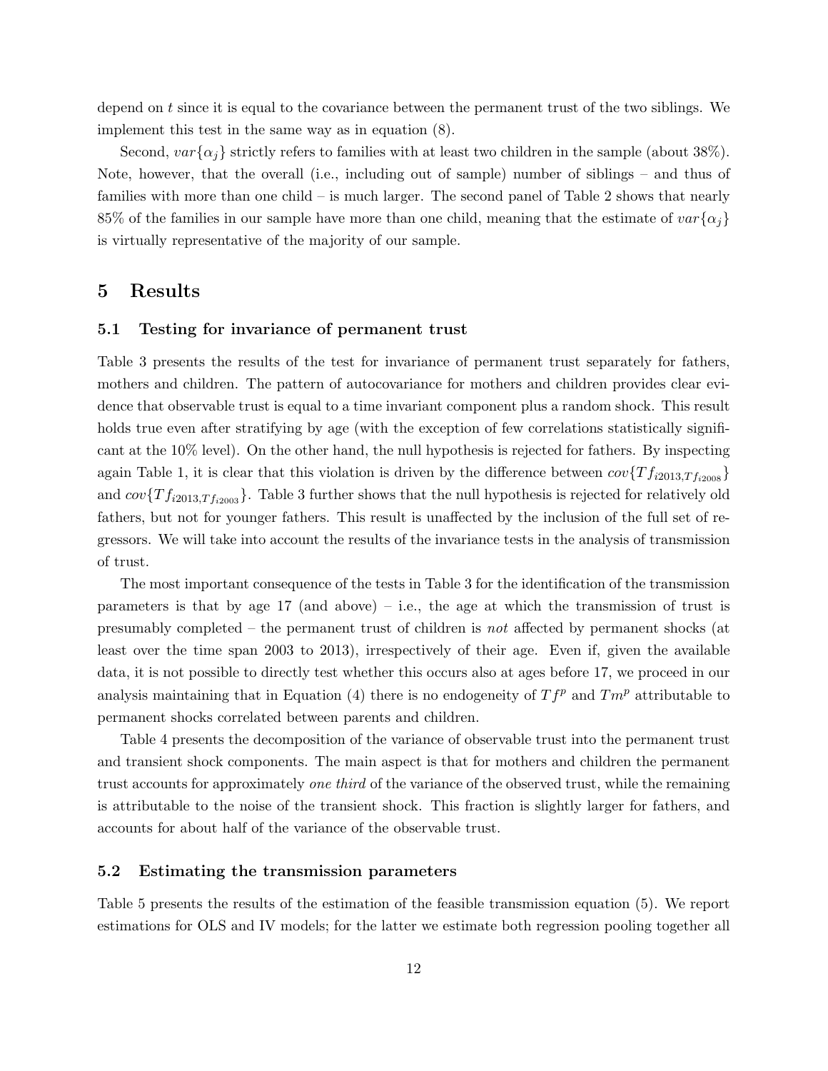depend on $t$ since it is equal to the covariance between the permanent trust of the two siblings. We implement this test in the same way as in equation (8).

Second, $var\{\alpha_j\}$ strictly refers to families with at least two children in the sample (about 38%). Note, however, that the overall (i.e., including out of sample) number of siblings – and thus of families with more than one child – is much larger. The second panel of Table 2 shows that nearly 85% of the families in our sample have more than one child, meaning that the estimate of $var\{\alpha_j\}$ is virtually representative of the majority of our sample.

## 5 Results

### 5.1 Testing for invariance of permanent trust

Table 3 presents the results of the test for invariance of permanent trust separately for fathers, mothers and children. The pattern of autocovariance for mothers and children provides clear evidence that observable trust is equal to a time invariant component plus a random shock. This result holds true even after stratifying by age (with the exception of few correlations statistically significant at the 10% level). On the other hand, the null hypothesis is rejected for fathers. By inspecting again Table 1, it is clear that this violation is driven by the difference between $cov\{Tf_{i2013,Tf_{i2008}}\}$ and $cov\{Tf_{i2013,Tf_{i2003}}\}$. Table 3 further shows that the null hypothesis is rejected for relatively old fathers, but not for younger fathers. This result is unaffected by the inclusion of the full set of regressors. We will take into account the results of the invariance tests in the analysis of transmission of trust.

The most important consequence of the tests in Table 3 for the identification of the transmission parameters is that by age 17 (and above) – i.e., the age at which the transmission of trust is presumably completed – the permanent trust of children is *not* affected by permanent shocks (at least over the time span 2003 to 2013), irrespectively of their age. Even if, given the available data, it is not possible to directly test whether this occurs also at ages before 17, we proceed in our analysis maintaining that in Equation (4) there is no endogeneity of $Tf^p$ and $Tm^p$ attributable to permanent shocks correlated between parents and children.

Table 4 presents the decomposition of the variance of observable trust into the permanent trust and transient shock components. The main aspect is that for mothers and children the permanent trust accounts for approximately *one third* of the variance of the observed trust, while the remaining is attributable to the noise of the transient shock. This fraction is slightly larger for fathers, and accounts for about half of the variance of the observable trust.

### 5.2 Estimating the transmission parameters

Table 5 presents the results of the estimation of the feasible transmission equation (5). We report estimations for OLS and IV models; for the latter we estimate both regression pooling together all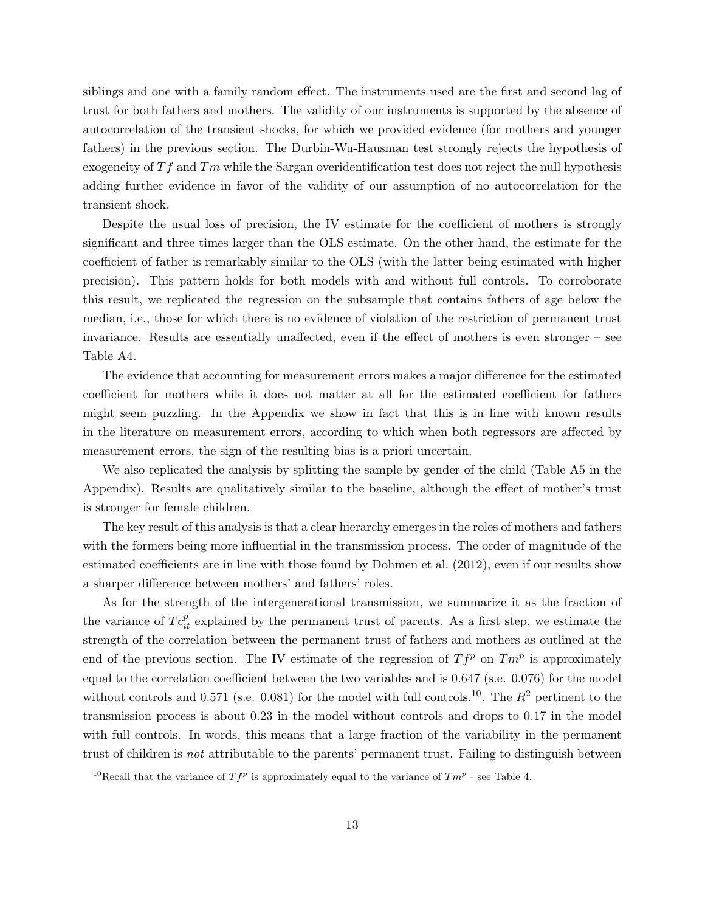siblings and one with a family random effect. The instruments used are the first and second lag of trust for both fathers and mothers. The validity of our instruments is supported by the absence of autocorrelation of the transient shocks, for which we provided evidence (for mothers and younger fathers) in the previous section. The Durbin-Wu-Hausman test strongly rejects the hypothesis of exogeneity of $Tf$ and $Tm$ while the Sargan overidentification test does not reject the null hypothesis adding further evidence in favor of the validity of our assumption of no autocorrelation for the transient shock.

Despite the usual loss of precision, the IV estimate for the coefficient of mothers is strongly significant and three times larger than the OLS estimate. On the other hand, the estimate for the coefficient of father is remarkably similar to the OLS (with the latter being estimated with higher precision). This pattern holds for both models with and without full controls. To corroborate this result, we replicated the regression on the subsample that contains fathers of age below the median, i.e., those for which there is no evidence of violation of the restriction of permanent trust invariance. Results are essentially unaffected, even if the effect of mothers is even stronger – see Table A4.

The evidence that accounting for measurement errors makes a major difference for the estimated coefficient for mothers while it does not matter at all for the estimated coefficient for fathers might seem puzzling. In the Appendix we show in fact that this is in line with known results in the literature on measurement errors, according to which when both regressors are affected by measurement errors, the sign of the resulting bias is a priori uncertain.

We also replicated the analysis by splitting the sample by gender of the child (Table A5 in the Appendix). Results are qualitatively similar to the baseline, although the effect of mother's trust is stronger for female children.

The key result of this analysis is that a clear hierarchy emerges in the roles of mothers and fathers with the formers being more influential in the transmission process. The order of magnitude of the estimated coefficients are in line with those found by Dohmen et al. (2012), even if our results show a sharper difference between mothers' and fathers' roles.

As for the strength of the intergenerational transmission, we summarize it as the fraction of the variance of $Tc^p_{it}$ explained by the permanent trust of parents. As a first step, we estimate the strength of the correlation between the permanent trust of fathers and mothers as outlined at the end of the previous section. The IV estimate of the regression of $Tf^p$ on $Tm^p$ is approximately equal to the correlation coefficient between the two variables and is 0.647 (s.e. 0.076) for the model without controls and 0.571 (s.e. 0.081) for the model with full controls.[10]. The $R^2$ pertinent to the transmission process is about 0.23 in the model without controls and drops to 0.17 in the model with full controls. In words, this means that a large fraction of the variability in the permanent trust of children is *not* attributable to the parents' permanent trust. Failing to distinguish between

[10] Recall that the variance of $Tf^p$ is approximately equal to the variance of $Tm^p$ - see Table 4.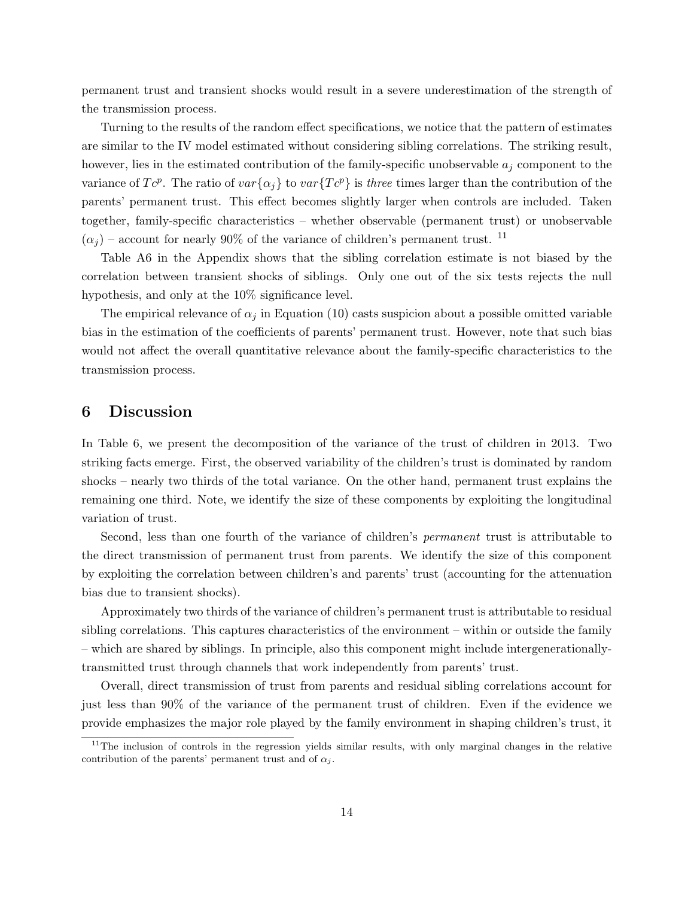permanent trust and transient shocks would result in a severe underestimation of the strength of the transmission process.

Turning to the results of the random effect specifications, we notice that the pattern of estimates are similar to the IV model estimated without considering sibling correlations. The striking result, however, lies in the estimated contribution of the family-specific unobservable $a_j$ component to the variance of $Tc^p$. The ratio of $var\{\alpha_j\}$ to $var\{Tc^p\}$ is *three* times larger than the contribution of the parents' permanent trust. This effect becomes slightly larger when controls are included. Taken together, family-specific characteristics – whether observable (permanent trust) or unobservable ($\alpha_j$) – account for nearly 90% of the variance of children's permanent trust. [11]

Table A6 in the Appendix shows that the sibling correlation estimate is not biased by the correlation between transient shocks of siblings. Only one out of the six tests rejects the null hypothesis, and only at the 10% significance level.

The empirical relevance of $\alpha_j$ in Equation (10) casts suspicion about a possible omitted variable bias in the estimation of the coefficients of parents' permanent trust. However, note that such bias would not affect the overall quantitative relevance about the family-specific characteristics to the transmission process.

# 6 Discussion

In Table 6, we present the decomposition of the variance of the trust of children in 2013. Two striking facts emerge. First, the observed variability of the children's trust is dominated by random shocks – nearly two thirds of the total variance. On the other hand, permanent trust explains the remaining one third. Note, we identify the size of these components by exploiting the longitudinal variation of trust.

Second, less than one fourth of the variance of children's *permanent* trust is attributable to the direct transmission of permanent trust from parents. We identify the size of this component by exploiting the correlation between children's and parents' trust (accounting for the attenuation bias due to transient shocks).

Approximately two thirds of the variance of children's permanent trust is attributable to residual sibling correlations. This captures characteristics of the environment – within or outside the family – which are shared by siblings. In principle, also this component might include intergenerationally-transmitted trust through channels that work independently from parents' trust.

Overall, direct transmission of trust from parents and residual sibling correlations account for just less than 90% of the variance of the permanent trust of children. Even if the evidence we provide emphasizes the major role played by the family environment in shaping children's trust, it

[11] The inclusion of controls in the regression yields similar results, with only marginal changes in the relative contribution of the parents' permanent trust and of $\alpha_j$.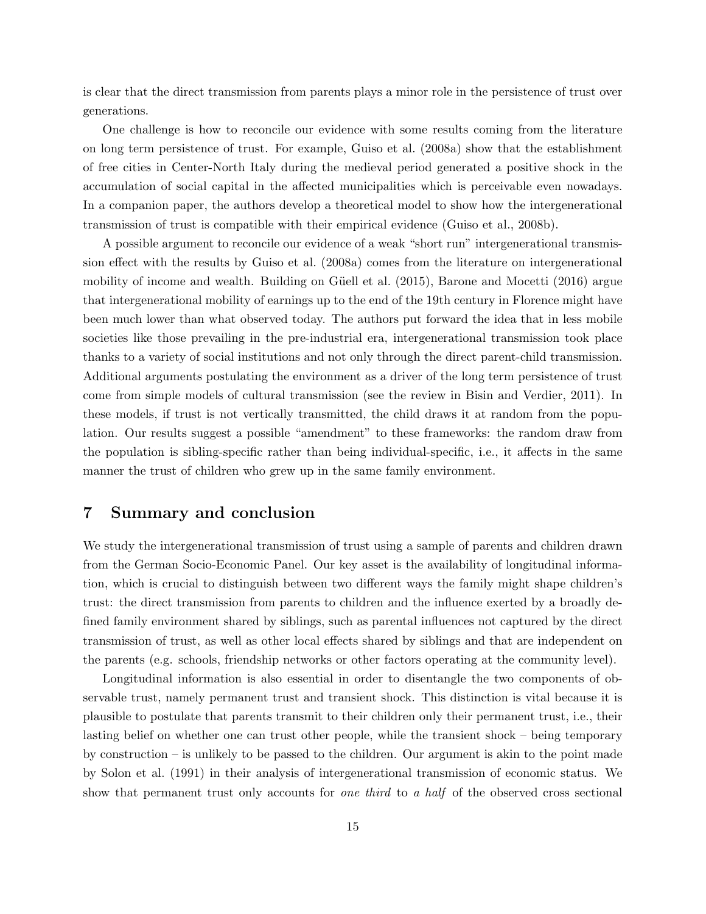is clear that the direct transmission from parents plays a minor role in the persistence of trust over generations.

One challenge is how to reconcile our evidence with some results coming from the literature on long term persistence of trust. For example, Guiso et al. (2008a) show that the establishment of free cities in Center-North Italy during the medieval period generated a positive shock in the accumulation of social capital in the affected municipalities which is perceivable even nowadays. In a companion paper, the authors develop a theoretical model to show how the intergenerational transmission of trust is compatible with their empirical evidence (Guiso et al., 2008b).

A possible argument to reconcile our evidence of a weak "short run" intergenerational transmission effect with the results by Guiso et al. (2008a) comes from the literature on intergenerational mobility of income and wealth. Building on Güell et al. (2015), Barone and Mocetti (2016) argue that intergenerational mobility of earnings up to the end of the 19th century in Florence might have been much lower than what observed today. The authors put forward the idea that in less mobile societies like those prevailing in the pre-industrial era, intergenerational transmission took place thanks to a variety of social institutions and not only through the direct parent-child transmission. Additional arguments postulating the environment as a driver of the long term persistence of trust come from simple models of cultural transmission (see the review in Bisin and Verdier, 2011). In these models, if trust is not vertically transmitted, the child draws it at random from the population. Our results suggest a possible "amendment" to these frameworks: the random draw from the population is sibling-specific rather than being individual-specific, i.e., it affects in the same manner the trust of children who grew up in the same family environment.

# 7 Summary and conclusion

We study the intergenerational transmission of trust using a sample of parents and children drawn from the German Socio-Economic Panel. Our key asset is the availability of longitudinal information, which is crucial to distinguish between two different ways the family might shape children's trust: the direct transmission from parents to children and the influence exerted by a broadly defined family environment shared by siblings, such as parental influences not captured by the direct transmission of trust, as well as other local effects shared by siblings and that are independent on the parents (e.g. schools, friendship networks or other factors operating at the community level).

Longitudinal information is also essential in order to disentangle the two components of observable trust, namely permanent trust and transient shock. This distinction is vital because it is plausible to postulate that parents transmit to their children only their permanent trust, i.e., their lasting belief on whether one can trust other people, while the transient shock – being temporary by construction – is unlikely to be passed to the children. Our argument is akin to the point made by Solon et al. (1991) in their analysis of intergenerational transmission of economic status. We show that permanent trust only accounts for *one third* to *a half* of the observed cross sectional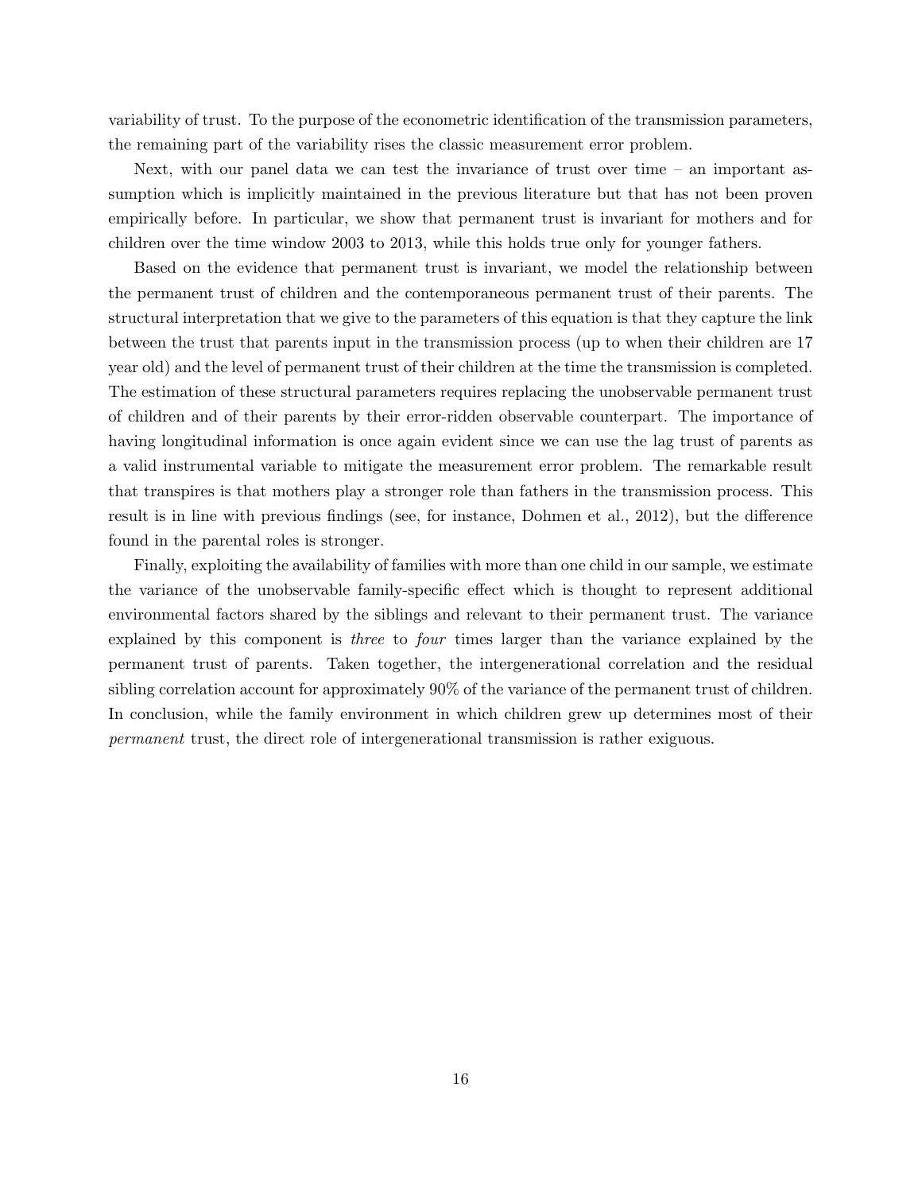variability of trust. To the purpose of the econometric identification of the transmission parameters, the remaining part of the variability rises the classic measurement error problem.

Next, with our panel data we can test the invariance of trust over time – an important assumption which is implicitly maintained in the previous literature but that has not been proven empirically before. In particular, we show that permanent trust is invariant for mothers and for children over the time window 2003 to 2013, while this holds true only for younger fathers.

Based on the evidence that permanent trust is invariant, we model the relationship between the permanent trust of children and the contemporaneous permanent trust of their parents. The structural interpretation that we give to the parameters of this equation is that they capture the link between the trust that parents input in the transmission process (up to when their children are 17 year old) and the level of permanent trust of their children at the time the transmission is completed. The estimation of these structural parameters requires replacing the unobservable permanent trust of children and of their parents by their error-ridden observable counterpart. The importance of having longitudinal information is once again evident since we can use the lag trust of parents as a valid instrumental variable to mitigate the measurement error problem. The remarkable result that transpires is that mothers play a stronger role than fathers in the transmission process. This result is in line with previous findings (see, for instance, Dohmen et al., 2012), but the difference found in the parental roles is stronger.

Finally, exploiting the availability of families with more than one child in our sample, we estimate the variance of the unobservable family-specific effect which is thought to represent additional environmental factors shared by the siblings and relevant to their permanent trust. The variance explained by this component is *three* to *four* times larger than the variance explained by the permanent trust of parents. Taken together, the intergenerational correlation and the residual sibling correlation account for approximately 90% of the variance of the permanent trust of children. In conclusion, while the family environment in which children grew up determines most of their *permanent* trust, the direct role of intergenerational transmission is rather exiguous.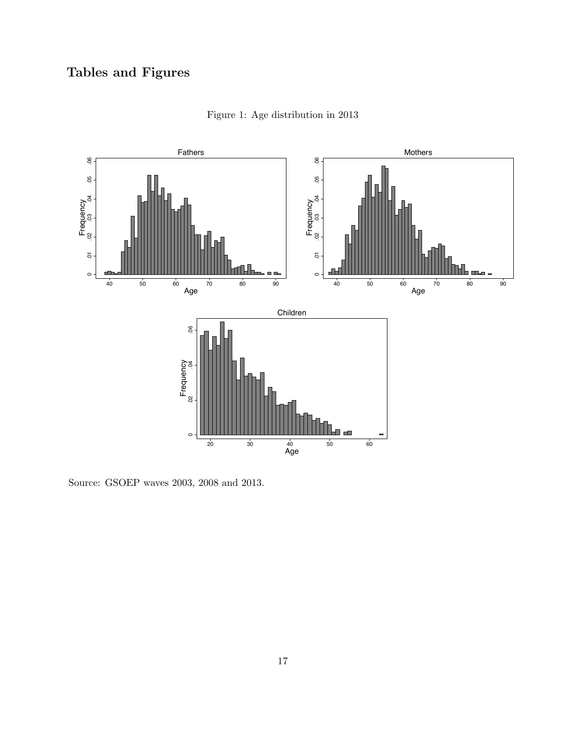# Tables and Figures

Figure 1: Age distribution in 2013

Source: GSOEP waves 2003, 2008 and 2013.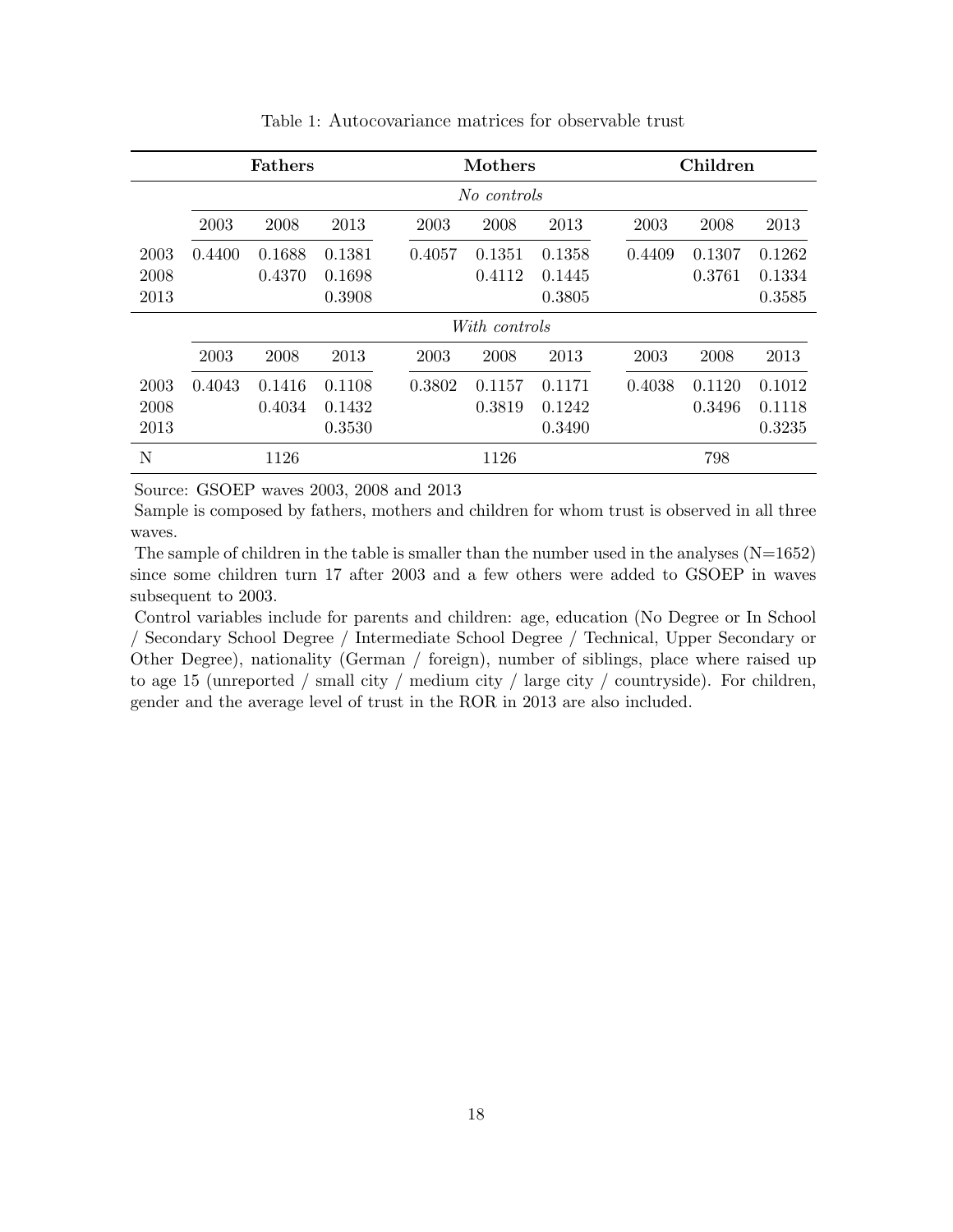Table 1: Autocovariance matrices for observable trust

| | **Fathers** | | | **Mothers** | | | **Children** | | |
|---|---|---|---|---|---|---|---|---|---|
| | *No controls* | | | | | | | | |
| | 2003 | 2008 | 2013 | 2003 | 2008 | 2013 | 2003 | 2008 | 2013 |
| 2003 | 0.4400 | 0.1688 | 0.1381 | 0.4057 | 0.1351 | 0.1358 | 0.4409 | 0.1307 | 0.1262 |
| 2008 | | 0.4370 | 0.1698 | | 0.4112 | 0.1445 | | 0.3761 | 0.1334 |
| 2013 | | | 0.3908 | | | 0.3805 | | | 0.3585 |
| | *With controls* | | | | | | | | |
| | 2003 | 2008 | 2013 | 2003 | 2008 | 2013 | 2003 | 2008 | 2013 |
| 2003 | 0.4043 | 0.1416 | 0.1108 | 0.3802 | 0.1157 | 0.1171 | 0.4038 | 0.1120 | 0.1012 |
| 2008 | | 0.4034 | 0.1432 | | 0.3819 | 0.1242 | | 0.3496 | 0.1118 |
| 2013 | | | 0.3530 | | | 0.3490 | | | 0.3235 |
| N | | 1126 | | | 1126 | | | 798 | |

Source: GSOEP waves 2003, 2008 and 2013

Sample is composed by fathers, mothers and children for whom trust is observed in all three waves.

The sample of children in the table is smaller than the number used in the analyses (N=1652) since some children turn 17 after 2003 and a few others were added to GSOEP in waves subsequent to 2003.

Control variables include for parents and children: age, education (No Degree or In School / Secondary School Degree / Intermediate School Degree / Technical, Upper Secondary or Other Degree), nationality (German / foreign), number of siblings, place where raised up to age 15 (unreported / small city / medium city / large city / countryside). For children, gender and the average level of trust in the ROR in 2013 are also included.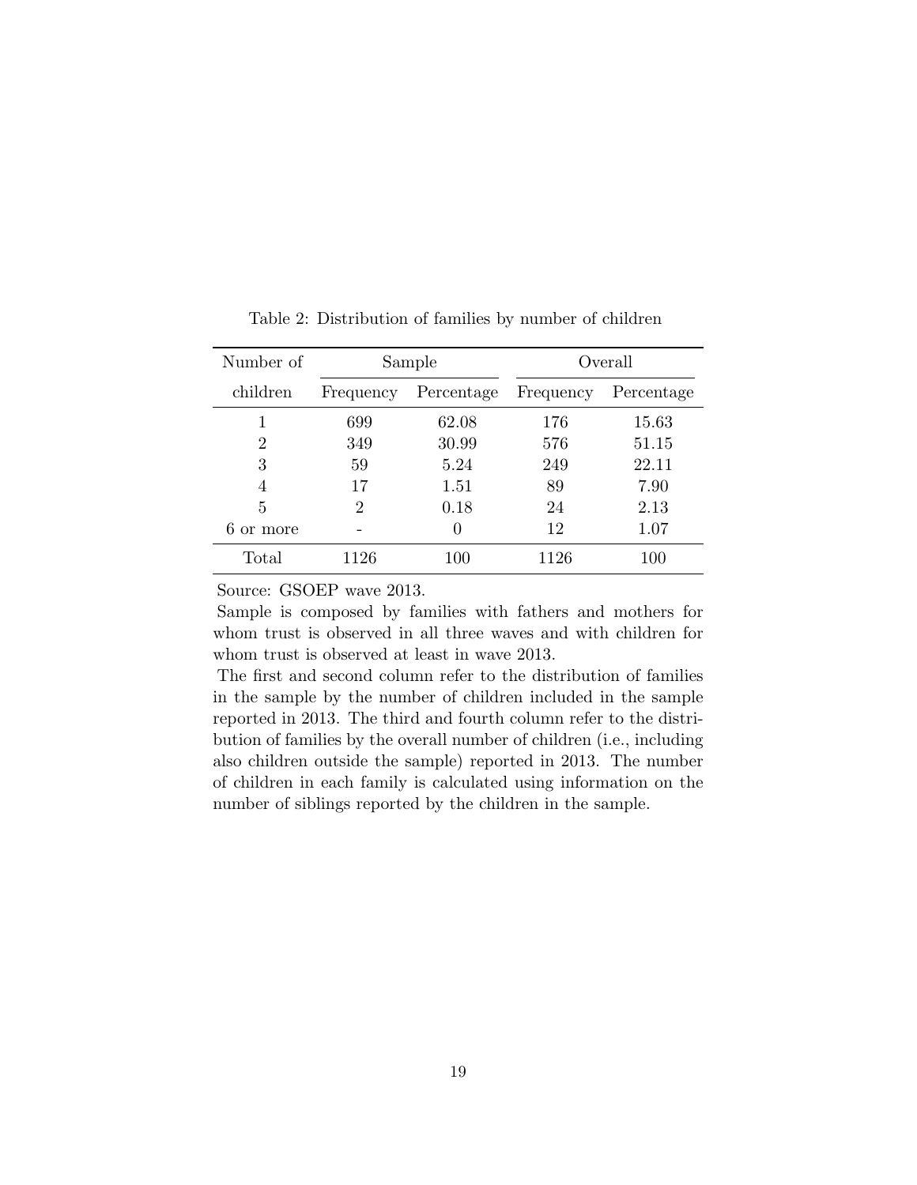Table 2: Distribution of families by number of children

| Number of children | Sample | | Overall | |
|---|---|---|---|---|
| | Frequency | Percentage | Frequency | Percentage |
| 1 | 699 | 62.08 | 176 | 15.63 |
| 2 | 349 | 30.99 | 576 | 51.15 |
| 3 | 59 | 5.24 | 249 | 22.11 |
| 4 | 17 | 1.51 | 89 | 7.90 |
| 5 | 2 | 0.18 | 24 | 2.13 |
| 6 or more | - | 0 | 12 | 1.07 |
| Total | 1126 | 100 | 1126 | 100 |

Source: GSOEP wave 2013.

Sample is composed by families with fathers and mothers for whom trust is observed in all three waves and with children for whom trust is observed at least in wave 2013.

The first and second column refer to the distribution of families in the sample by the number of children included in the sample reported in 2013. The third and fourth column refer to the distribution of families by the overall number of children (i.e., including also children outside the sample) reported in 2013. The number of children in each family is calculated using information on the number of siblings reported by the children in the sample.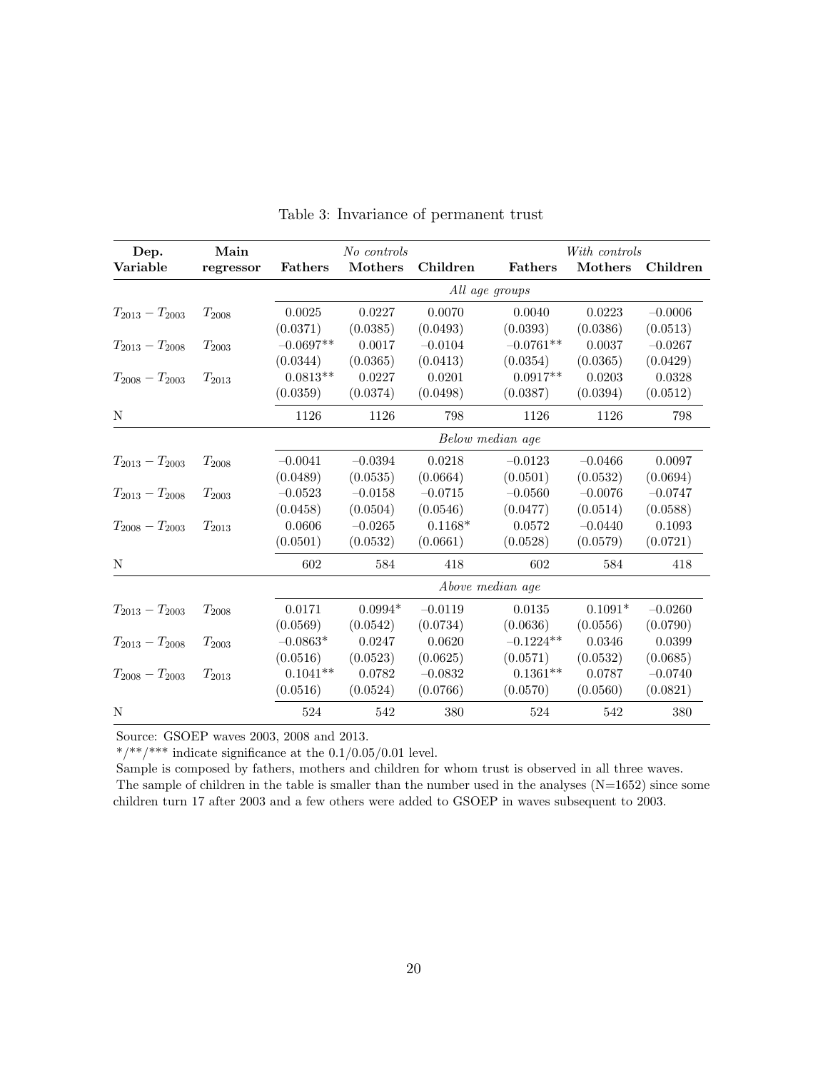Table 3: Invariance of permanent trust

| Dep. Variable | Main regressor | *No controls* Fathers | Mothers | Children | *With controls* Fathers | Mothers | Children |
|---|---|---|---|---|---|---|---|
| | | *All age groups* | | | | | |
| $T_{2013} - T_{2003}$ | $T_{2008}$ | 0.0025 | 0.0227 | 0.0070 | 0.0040 | 0.0223 | −0.0006 |
| | | (0.0371) | (0.0385) | (0.0493) | (0.0393) | (0.0386) | (0.0513) |
| $T_{2013} - T_{2008}$ | $T_{2003}$ | −0.0697** | 0.0017 | −0.0104 | −0.0761** | 0.0037 | −0.0267 |
| | | (0.0344) | (0.0365) | (0.0413) | (0.0354) | (0.0365) | (0.0429) |
| $T_{2008} - T_{2003}$ | $T_{2013}$ | 0.0813** | 0.0227 | 0.0201 | 0.0917** | 0.0203 | 0.0328 |
| | | (0.0359) | (0.0374) | (0.0498) | (0.0387) | (0.0394) | (0.0512) |
| N | | 1126 | 1126 | 798 | 1126 | 1126 | 798 |
| | | *Below median age* | | | | | |
| $T_{2013} - T_{2003}$ | $T_{2008}$ | −0.0041 | −0.0394 | 0.0218 | −0.0123 | −0.0466 | 0.0097 |
| | | (0.0489) | (0.0535) | (0.0664) | (0.0501) | (0.0532) | (0.0694) |
| $T_{2013} - T_{2008}$ | $T_{2003}$ | −0.0523 | −0.0158 | −0.0715 | −0.0560 | −0.0076 | −0.0747 |
| | | (0.0458) | (0.0504) | (0.0546) | (0.0477) | (0.0514) | (0.0588) |
| $T_{2008} - T_{2003}$ | $T_{2013}$ | 0.0606 | −0.0265 | 0.1168* | 0.0572 | −0.0440 | 0.1093 |
| | | (0.0501) | (0.0532) | (0.0661) | (0.0528) | (0.0579) | (0.0721) |
| N | | 602 | 584 | 418 | 602 | 584 | 418 |
| | | *Above median age* | | | | | |
| $T_{2013} - T_{2003}$ | $T_{2008}$ | 0.0171 | 0.0994* | −0.0119 | 0.0135 | 0.1091* | −0.0260 |
| | | (0.0569) | (0.0542) | (0.0734) | (0.0636) | (0.0556) | (0.0790) |
| $T_{2013} - T_{2008}$ | $T_{2003}$ | −0.0863* | 0.0247 | 0.0620 | −0.1224** | 0.0346 | 0.0399 |
| | | (0.0516) | (0.0523) | (0.0625) | (0.0571) | (0.0532) | (0.0685) |
| $T_{2008} - T_{2003}$ | $T_{2013}$ | 0.1041** | 0.0782 | −0.0832 | 0.1361** | 0.0787 | −0.0740 |
| | | (0.0516) | (0.0524) | (0.0766) | (0.0570) | (0.0560) | (0.0821) |
| N | | 524 | 542 | 380 | 524 | 542 | 380 |

Source: GSOEP waves 2003, 2008 and 2013.

*/**/*** indicate significance at the 0.1/0.05/0.01 level.

Sample is composed by fathers, mothers and children for whom trust is observed in all three waves.

The sample of children in the table is smaller than the number used in the analyses (N=1652) since some children turn 17 after 2003 and a few others were added to GSOEP in waves subsequent to 2003.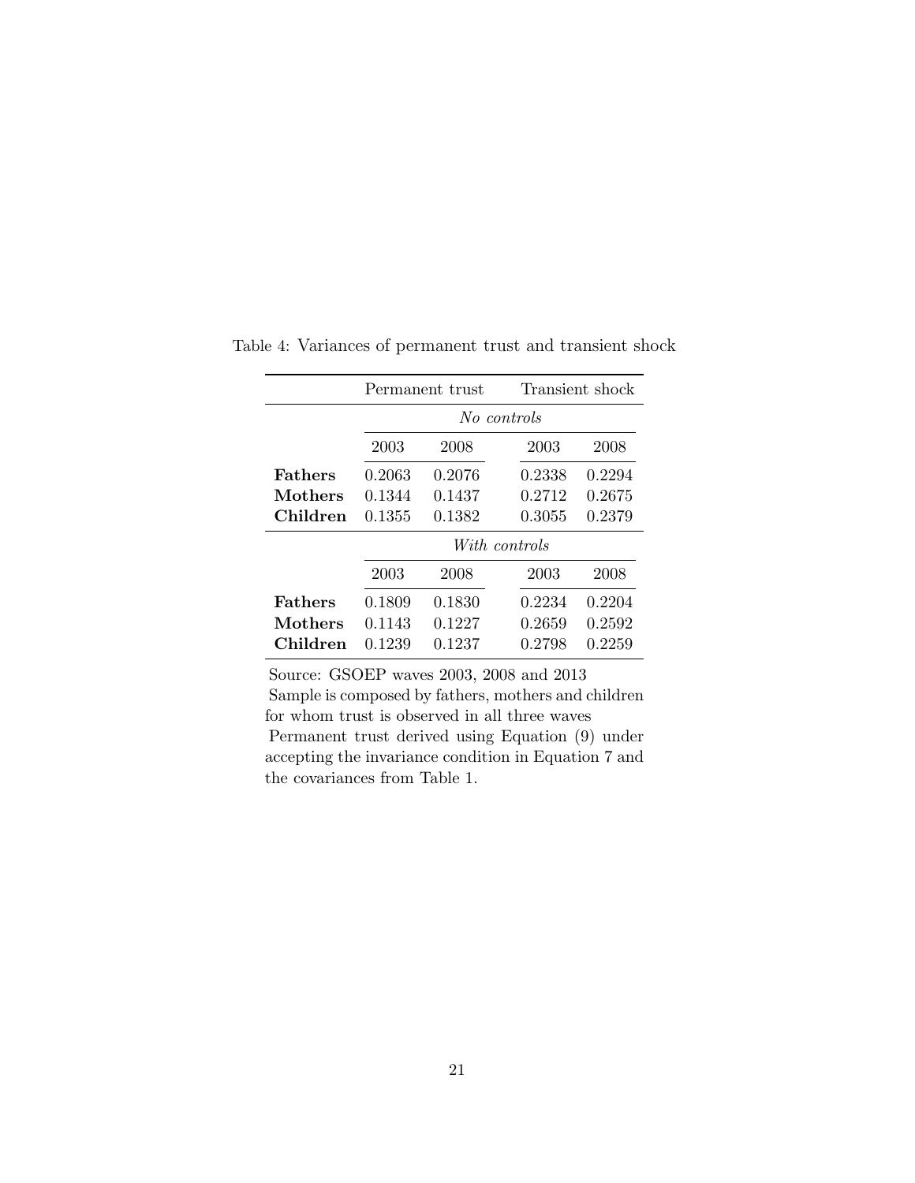Table 4: Variances of permanent trust and transient shock

| | Permanent trust | | Transient shock | |
|---|---|---|---|---|
| | *No controls* | | | |
| | 2003 | 2008 | 2003 | 2008 |
| **Fathers** | 0.2063 | 0.2076 | 0.2338 | 0.2294 |
| **Mothers** | 0.1344 | 0.1437 | 0.2712 | 0.2675 |
| **Children** | 0.1355 | 0.1382 | 0.3055 | 0.2379 |
| | *With controls* | | | |
| | 2003 | 2008 | 2003 | 2008 |
| **Fathers** | 0.1809 | 0.1830 | 0.2234 | 0.2204 |
| **Mothers** | 0.1143 | 0.1227 | 0.2659 | 0.2592 |
| **Children** | 0.1239 | 0.1237 | 0.2798 | 0.2259 |

Source: GSOEP waves 2003, 2008 and 2013
Sample is composed by fathers, mothers and children for whom trust is observed in all three waves
Permanent trust derived using Equation (9) under accepting the invariance condition in Equation 7 and the covariances from Table 1.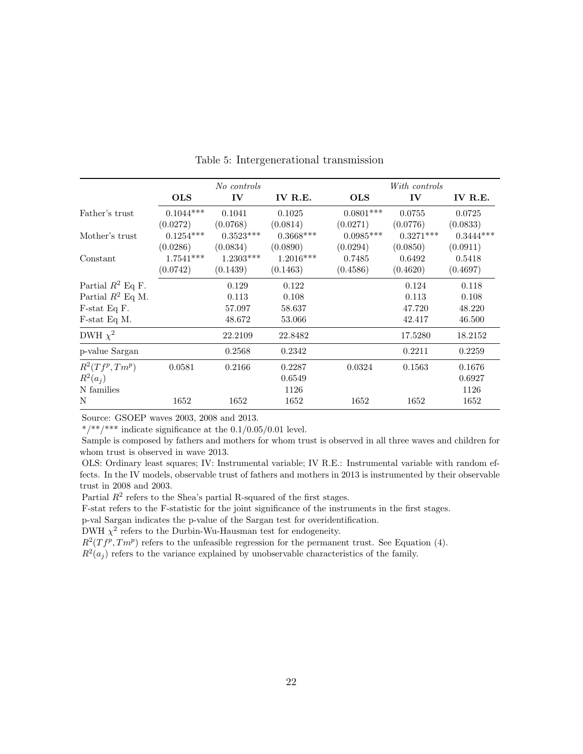Table 5: Intergenerational transmission

| | *No controls* | | | *With controls* | | |
|---|---|---|---|---|---|---|
| | **OLS** | **IV** | **IV R.E.** | **OLS** | **IV** | **IV R.E.** |
| Father's trust | 0.1044*** | 0.1041 | 0.1025 | 0.0801*** | 0.0755 | 0.0725 |
| | (0.0272) | (0.0768) | (0.0814) | (0.0271) | (0.0776) | (0.0833) |
| Mother's trust | 0.1254*** | 0.3523*** | 0.3668*** | 0.0985*** | 0.3271*** | 0.3444*** |
| | (0.0286) | (0.0834) | (0.0890) | (0.0294) | (0.0850) | (0.0911) |
| Constant | 1.7541*** | 1.2303*** | 1.2016*** | 0.7485 | 0.6492 | 0.5418 |
| | (0.0742) | (0.1439) | (0.1463) | (0.4586) | (0.4620) | (0.4697) |
| Partial $R^2$ Eq F. | | 0.129 | 0.122 | | 0.124 | 0.118 |
| Partial $R^2$ Eq M. | | 0.113 | 0.108 | | 0.113 | 0.108 |
| F-stat Eq F. | | 57.097 | 58.637 | | 47.720 | 48.220 |
| F-stat Eq M. | | 48.672 | 53.066 | | 42.417 | 46.500 |
| DWH $\chi^2$ | | 22.2109 | 22.8482 | | 17.5280 | 18.2152 |
| p-value Sargan | | 0.2568 | 0.2342 | | 0.2211 | 0.2259 |
| $R^2(Tf^p, Tm^p)$ | 0.0581 | 0.2166 | 0.2287 | 0.0324 | 0.1563 | 0.1676 |
| $R^2(a_j)$ | | | 0.6549 | | | 0.6927 |
| N families | | | 1126 | | | 1126 |
| N | 1652 | 1652 | 1652 | 1652 | 1652 | 1652 |

Source: GSOEP waves 2003, 2008 and 2013.

*/**/*** indicate significance at the 0.1/0.05/0.01 level.

Sample is composed by fathers and mothers for whom trust is observed in all three waves and children for whom trust is observed in wave 2013.

OLS: Ordinary least squares; IV: Instrumental variable; IV R.E.: Instrumental variable with random effects. In the IV models, observable trust of fathers and mothers in 2013 is instrumented by their observable trust in 2008 and 2003.

Partial $R^2$ refers to the Shea's partial R-squared of the first stages.

F-stat refers to the F-statistic for the joint significance of the instruments in the first stages.

p-val Sargan indicates the p-value of the Sargan test for overidentification.

DWH $\chi^2$ refers to the Durbin-Wu-Hausman test for endogeneity.

$R^2(Tf^p, Tm^p)$ refers to the unfeasible regression for the permanent trust. See Equation (4).

$R^2(a_j)$ refers to the variance explained by unobservable characteristics of the family.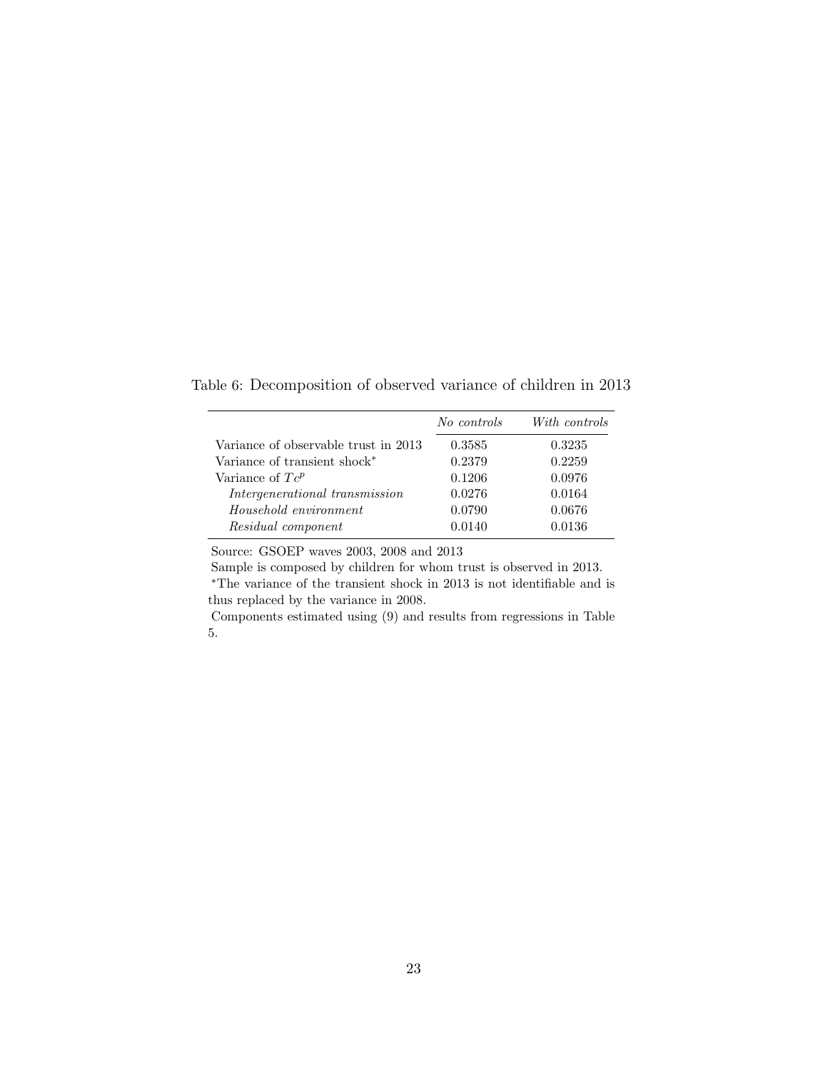Table 6: Decomposition of observed variance of children in 2013

| | *No controls* | *With controls* |
|---|---|---|
| Variance of observable trust in 2013 | 0.3585 | 0.3235 |
| Variance of transient shock* | 0.2379 | 0.2259 |
| Variance of $Tc^p$ | 0.1206 | 0.0976 |
| *Intergenerational transmission* | 0.0276 | 0.0164 |
| *Household environment* | 0.0790 | 0.0676 |
| *Residual component* | 0.0140 | 0.0136 |

Source: GSOEP waves 2003, 2008 and 2013

Sample is composed by children for whom trust is observed in 2013.

*The variance of the transient shock in 2013 is not identifiable and is thus replaced by the variance in 2008.

Components estimated using (9) and results from regressions in Table 5.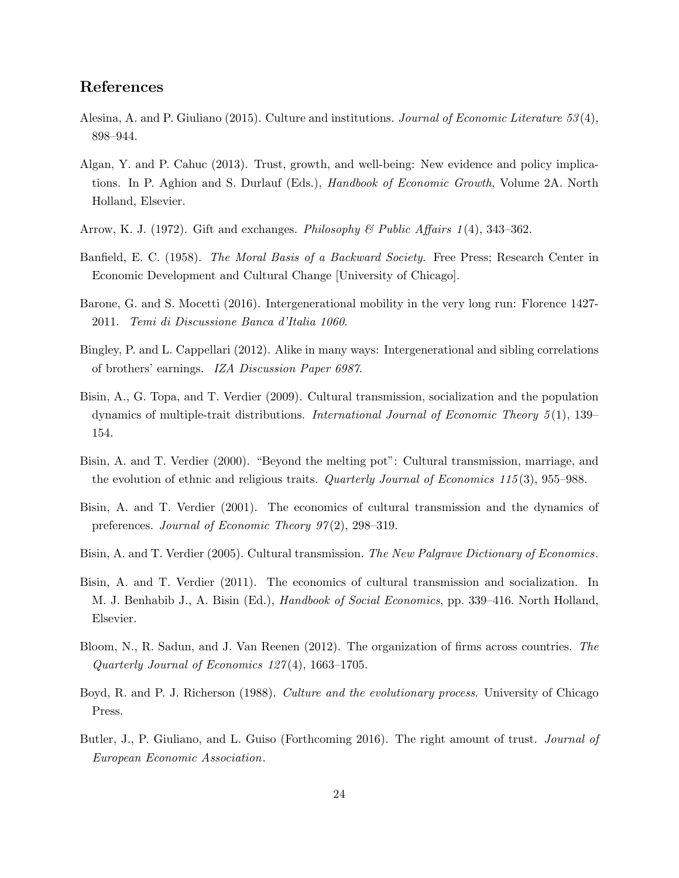## References

Alesina, A. and P. Giuliano (2015). Culture and institutions. *Journal of Economic Literature 53*(4), 898–944.

Algan, Y. and P. Cahuc (2013). Trust, growth, and well-being: New evidence and policy implications. In P. Aghion and S. Durlauf (Eds.), *Handbook of Economic Growth*, Volume 2A. North Holland, Elsevier.

Arrow, K. J. (1972). Gift and exchanges. *Philosophy & Public Affairs 1*(4), 343–362.

Banfield, E. C. (1958). *The Moral Basis of a Backward Society*. Free Press; Research Center in Economic Development and Cultural Change [University of Chicago].

Barone, G. and S. Mocetti (2016). Intergenerational mobility in the very long run: Florence 1427-2011. *Temi di Discussione Banca d'Italia 1060*.

Bingley, P. and L. Cappellari (2012). Alike in many ways: Intergenerational and sibling correlations of brothers' earnings. *IZA Discussion Paper 6987*.

Bisin, A., G. Topa, and T. Verdier (2009). Cultural transmission, socialization and the population dynamics of multiple-trait distributions. *International Journal of Economic Theory 5*(1), 139–154.

Bisin, A. and T. Verdier (2000). "Beyond the melting pot": Cultural transmission, marriage, and the evolution of ethnic and religious traits. *Quarterly Journal of Economics 115*(3), 955–988.

Bisin, A. and T. Verdier (2001). The economics of cultural transmission and the dynamics of preferences. *Journal of Economic Theory 97*(2), 298–319.

Bisin, A. and T. Verdier (2005). Cultural transmission. *The New Palgrave Dictionary of Economics*.

Bisin, A. and T. Verdier (2011). The economics of cultural transmission and socialization. In M. J. Benhabib J., A. Bisin (Ed.), *Handbook of Social Economics*, pp. 339–416. North Holland, Elsevier.

Bloom, N., R. Sadun, and J. Van Reenen (2012). The organization of firms across countries. *The Quarterly Journal of Economics 127*(4), 1663–1705.

Boyd, R. and P. J. Richerson (1988). *Culture and the evolutionary process*. University of Chicago Press.

Butler, J., P. Giuliano, and L. Guiso (Forthcoming 2016). The right amount of trust. *Journal of European Economic Association*.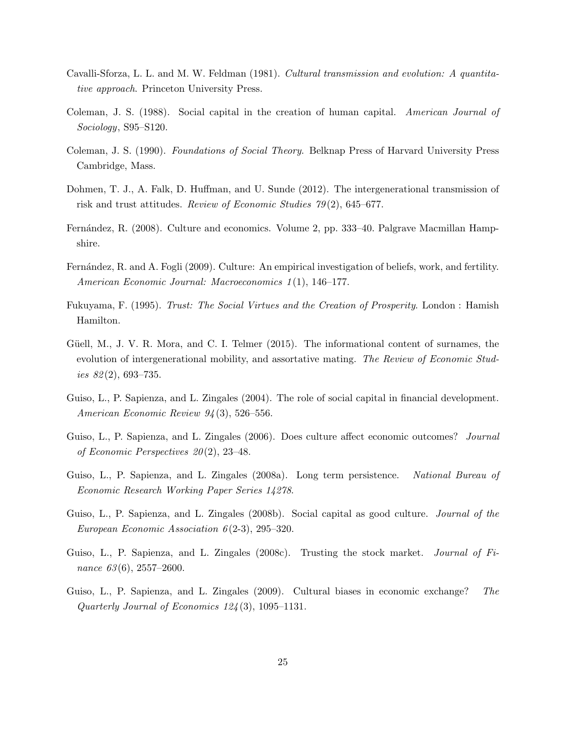Cavalli-Sforza, L. L. and M. W. Feldman (1981). *Cultural transmission and evolution: A quantitative approach*. Princeton University Press.

Coleman, J. S. (1988). Social capital in the creation of human capital. *American Journal of Sociology*, S95–S120.

Coleman, J. S. (1990). *Foundations of Social Theory*. Belknap Press of Harvard University Press Cambridge, Mass.

Dohmen, T. J., A. Falk, D. Huffman, and U. Sunde (2012). The intergenerational transmission of risk and trust attitudes. *Review of Economic Studies 79*(2), 645–677.

Fernández, R. (2008). Culture and economics. Volume 2, pp. 333–40. Palgrave Macmillan Hampshire.

Fernández, R. and A. Fogli (2009). Culture: An empirical investigation of beliefs, work, and fertility. *American Economic Journal: Macroeconomics 1*(1), 146–177.

Fukuyama, F. (1995). *Trust: The Social Virtues and the Creation of Prosperity*. London : Hamish Hamilton.

Güell, M., J. V. R. Mora, and C. I. Telmer (2015). The informational content of surnames, the evolution of intergenerational mobility, and assortative mating. *The Review of Economic Studies 82*(2), 693–735.

Guiso, L., P. Sapienza, and L. Zingales (2004). The role of social capital in financial development. *American Economic Review 94*(3), 526–556.

Guiso, L., P. Sapienza, and L. Zingales (2006). Does culture affect economic outcomes? *Journal of Economic Perspectives 20*(2), 23–48.

Guiso, L., P. Sapienza, and L. Zingales (2008a). Long term persistence. *National Bureau of Economic Research Working Paper Series 14278*.

Guiso, L., P. Sapienza, and L. Zingales (2008b). Social capital as good culture. *Journal of the European Economic Association 6*(2-3), 295–320.

Guiso, L., P. Sapienza, and L. Zingales (2008c). Trusting the stock market. *Journal of Finance 63*(6), 2557–2600.

Guiso, L., P. Sapienza, and L. Zingales (2009). Cultural biases in economic exchange? *The Quarterly Journal of Economics 124*(3), 1095–1131.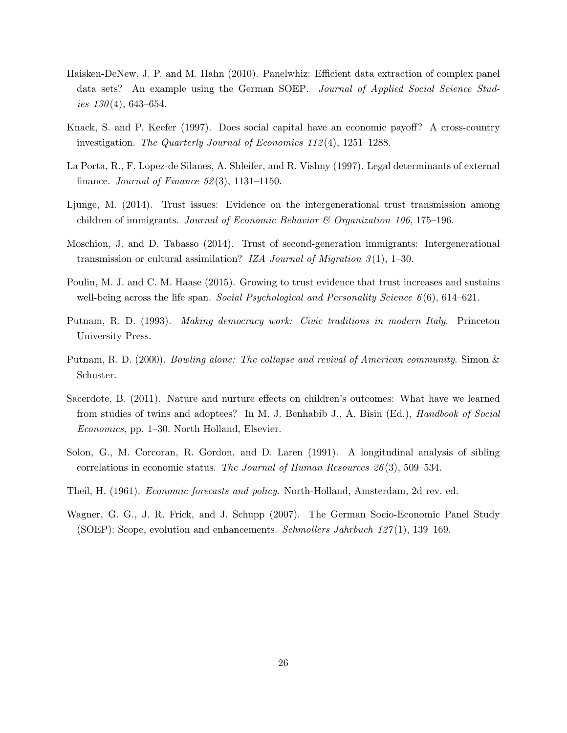Haisken-DeNew, J. P. and M. Hahn (2010). Panelwhiz: Efficient data extraction of complex panel data sets? An example using the German SOEP. *Journal of Applied Social Science Studies 130*(4), 643–654.

Knack, S. and P. Keefer (1997). Does social capital have an economic payoff? A cross-country investigation. *The Quarterly Journal of Economics 112*(4), 1251–1288.

La Porta, R., F. Lopez-de Silanes, A. Shleifer, and R. Vishny (1997). Legal determinants of external finance. *Journal of Finance 52*(3), 1131–1150.

Ljunge, M. (2014). Trust issues: Evidence on the intergenerational trust transmission among children of immigrants. *Journal of Economic Behavior & Organization 106*, 175–196.

Moschion, J. and D. Tabasso (2014). Trust of second-generation immigrants: Intergenerational transmission or cultural assimilation? *IZA Journal of Migration 3*(1), 1–30.

Poulin, M. J. and C. M. Haase (2015). Growing to trust evidence that trust increases and sustains well-being across the life span. *Social Psychological and Personality Science 6*(6), 614–621.

Putnam, R. D. (1993). *Making democracy work: Civic traditions in modern Italy*. Princeton University Press.

Putnam, R. D. (2000). *Bowling alone: The collapse and revival of American community*. Simon & Schuster.

Sacerdote, B. (2011). Nature and nurture effects on children's outcomes: What have we learned from studies of twins and adoptees? In M. J. Benhabib J., A. Bisin (Ed.), *Handbook of Social Economics*, pp. 1–30. North Holland, Elsevier.

Solon, G., M. Corcoran, R. Gordon, and D. Laren (1991). A longitudinal analysis of sibling correlations in economic status. *The Journal of Human Resources 26*(3), 509–534.

Theil, H. (1961). *Economic forecasts and policy*. North-Holland, Amsterdam, 2d rev. ed.

Wagner, G. G., J. R. Frick, and J. Schupp (2007). The German Socio-Economic Panel Study (SOEP): Scope, evolution and enhancements. *Schmollers Jahrbuch 127*(1), 139–169.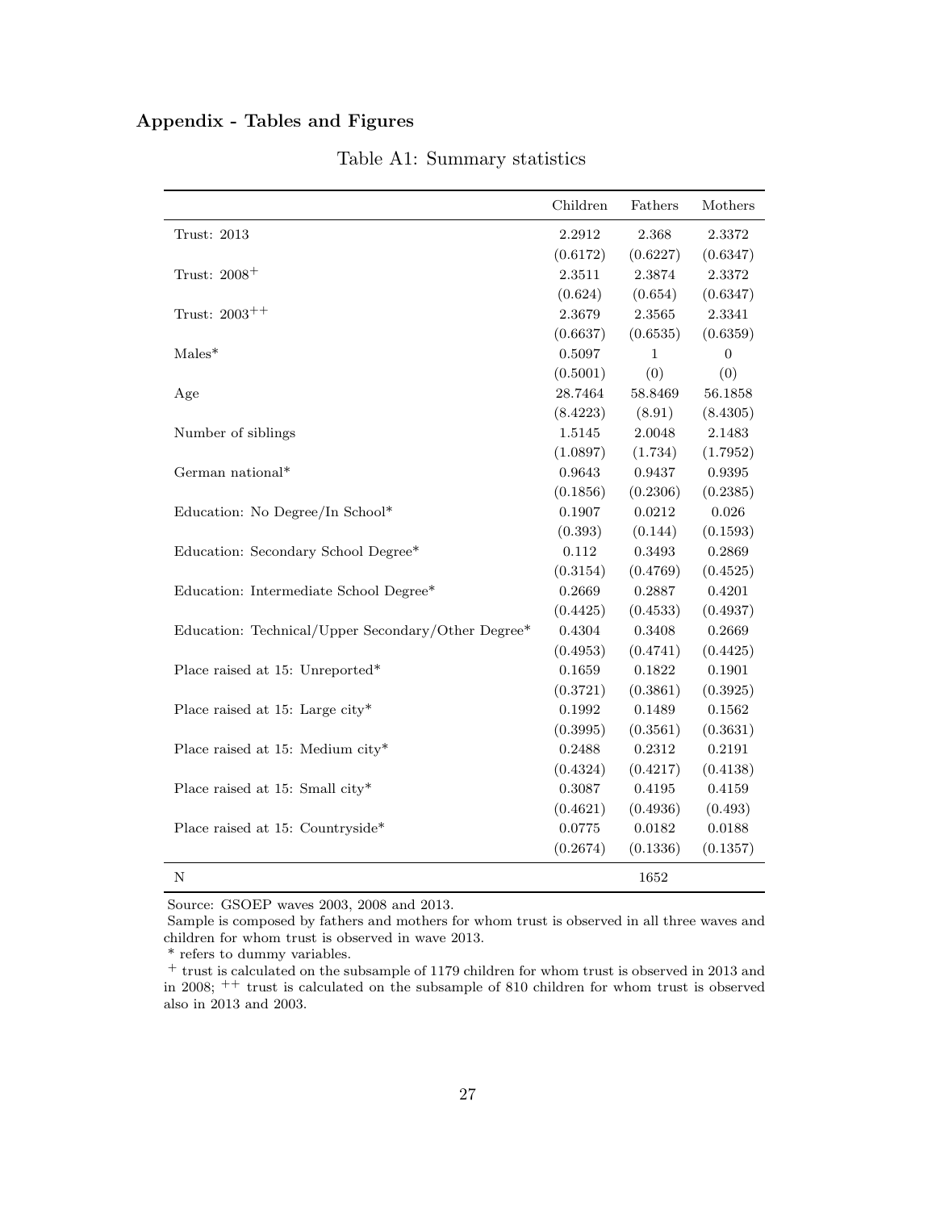## Appendix - Tables and Figures

Table A1: Summary statistics

| | Children | Fathers | Mothers |
|---|---|---|---|
| Trust: 2013 | 2.2912 | 2.368 | 2.3372 |
| | (0.6172) | (0.6227) | (0.6347) |
| Trust: 2008$^{+}$ | 2.3511 | 2.3874 | 2.3372 |
| | (0.624) | (0.654) | (0.6347) |
| Trust: 2003$^{++}$ | 2.3679 | 2.3565 | 2.3341 |
| | (0.6637) | (0.6535) | (0.6359) |
| Males* | 0.5097 | 1 | 0 |
| | (0.5001) | (0) | (0) |
| Age | 28.7464 | 58.8469 | 56.1858 |
| | (8.4223) | (8.91) | (8.4305) |
| Number of siblings | 1.5145 | 2.0048 | 2.1483 |
| | (1.0897) | (1.734) | (1.7952) |
| German national* | 0.9643 | 0.9437 | 0.9395 |
| | (0.1856) | (0.2306) | (0.2385) |
| Education: No Degree/In School* | 0.1907 | 0.0212 | 0.026 |
| | (0.393) | (0.144) | (0.1593) |
| Education: Secondary School Degree* | 0.112 | 0.3493 | 0.2869 |
| | (0.3154) | (0.4769) | (0.4525) |
| Education: Intermediate School Degree* | 0.2669 | 0.2887 | 0.4201 |
| | (0.4425) | (0.4533) | (0.4937) |
| Education: Technical/Upper Secondary/Other Degree* | 0.4304 | 0.3408 | 0.2669 |
| | (0.4953) | (0.4741) | (0.4425) |
| Place raised at 15: Unreported* | 0.1659 | 0.1822 | 0.1901 |
| | (0.3721) | (0.3861) | (0.3925) |
| Place raised at 15: Large city* | 0.1992 | 0.1489 | 0.1562 |
| | (0.3995) | (0.3561) | (0.3631) |
| Place raised at 15: Medium city* | 0.2488 | 0.2312 | 0.2191 |
| | (0.4324) | (0.4217) | (0.4138) |
| Place raised at 15: Small city* | 0.3087 | 0.4195 | 0.4159 |
| | (0.4621) | (0.4936) | (0.493) |
| Place raised at 15: Countryside* | 0.0775 | 0.0182 | 0.0188 |
| | (0.2674) | (0.1336) | (0.1357) |
| N | | 1652 | |

Source: GSOEP waves 2003, 2008 and 2013.

Sample is composed by fathers and mothers for whom trust is observed in all three waves and children for whom trust is observed in wave 2013.

\* refers to dummy variables.

$^{+}$ trust is calculated on the subsample of 1179 children for whom trust is observed in 2013 and in 2008; $^{++}$ trust is calculated on the subsample of 810 children for whom trust is observed also in 2013 and 2003.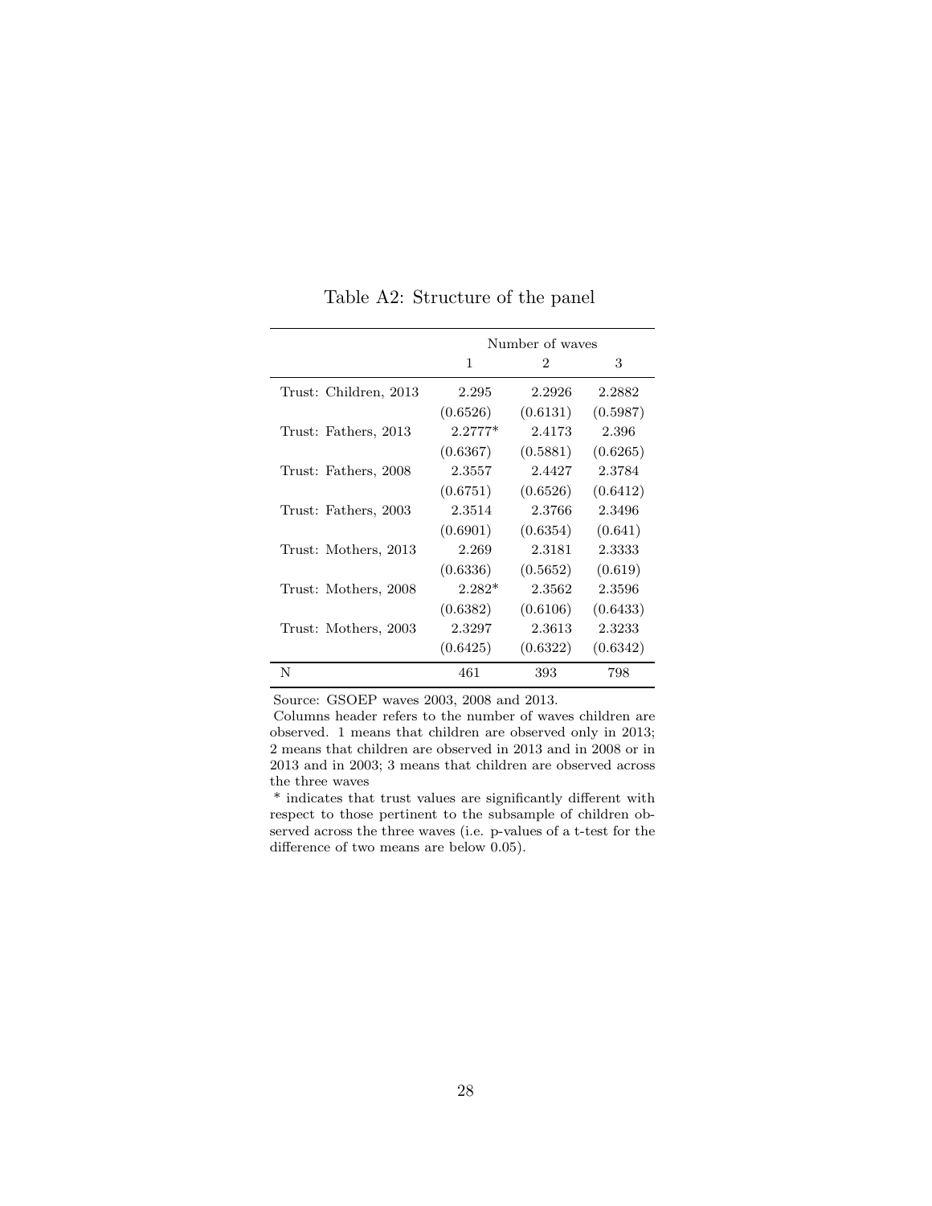Table A2: Structure of the panel

| | Number of waves | | |
|---|---|---|---|
| | 1 | 2 | 3 |
| Trust: Children, 2013 | 2.295 | 2.2926 | 2.2882 |
| | (0.6526) | (0.6131) | (0.5987) |
| Trust: Fathers, 2013 | 2.2777* | 2.4173 | 2.396 |
| | (0.6367) | (0.5881) | (0.6265) |
| Trust: Fathers, 2008 | 2.3557 | 2.4427 | 2.3784 |
| | (0.6751) | (0.6526) | (0.6412) |
| Trust: Fathers, 2003 | 2.3514 | 2.3766 | 2.3496 |
| | (0.6901) | (0.6354) | (0.641) |
| Trust: Mothers, 2013 | 2.269 | 2.3181 | 2.3333 |
| | (0.6336) | (0.5652) | (0.619) |
| Trust: Mothers, 2008 | 2.282* | 2.3562 | 2.3596 |
| | (0.6382) | (0.6106) | (0.6433) |
| Trust: Mothers, 2003 | 2.3297 | 2.3613 | 2.3233 |
| | (0.6425) | (0.6322) | (0.6342) |
| N | 461 | 393 | 798 |

Source: GSOEP waves 2003, 2008 and 2013.

Columns header refers to the number of waves children are observed. 1 means that children are observed only in 2013; 2 means that children are observed in 2013 and in 2008 or in 2013 and in 2003; 3 means that children are observed across the three waves

* indicates that trust values are significantly different with respect to those pertinent to the subsample of children observed across the three waves (i.e. p-values of a t-test for the difference of two means are below 0.05).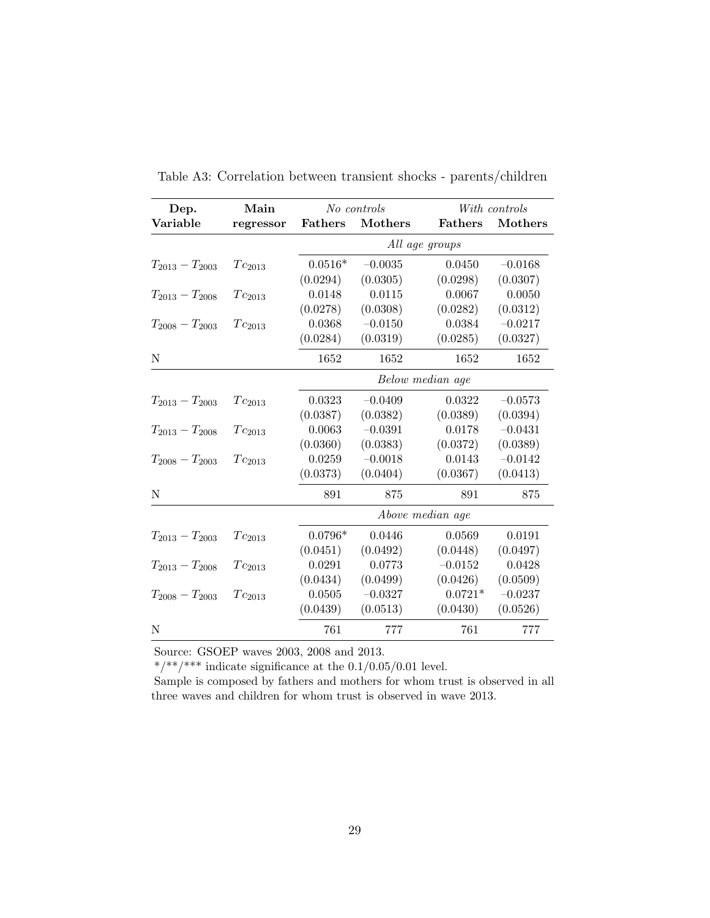Table A3: Correlation between transient shocks - parents/children

| Dep. Variable | Main regressor | No controls | | With controls | |
|---|---|---|---|---|---|
| | | **Fathers** | **Mothers** | **Fathers** | **Mothers** |
| | | *All age groups* | | | |
| $T_{2013} - T_{2003}$ | $Tc_{2013}$ | 0.0516* | −0.0035 | 0.0450 | −0.0168 |
| | | (0.0294) | (0.0305) | (0.0298) | (0.0307) |
| $T_{2013} - T_{2008}$ | $Tc_{2013}$ | 0.0148 | 0.0115 | 0.0067 | 0.0050 |
| | | (0.0278) | (0.0308) | (0.0282) | (0.0312) |
| $T_{2008} - T_{2003}$ | $Tc_{2013}$ | 0.0368 | −0.0150 | 0.0384 | −0.0217 |
| | | (0.0284) | (0.0319) | (0.0285) | (0.0327) |
| N | | 1652 | 1652 | 1652 | 1652 |
| | | *Below median age* | | | |
| $T_{2013} - T_{2003}$ | $Tc_{2013}$ | 0.0323 | −0.0409 | 0.0322 | −0.0573 |
| | | (0.0387) | (0.0382) | (0.0389) | (0.0394) |
| $T_{2013} - T_{2008}$ | $Tc_{2013}$ | 0.0063 | −0.0391 | 0.0178 | −0.0431 |
| | | (0.0360) | (0.0383) | (0.0372) | (0.0389) |
| $T_{2008} - T_{2003}$ | $Tc_{2013}$ | 0.0259 | −0.0018 | 0.0143 | −0.0142 |
| | | (0.0373) | (0.0404) | (0.0367) | (0.0413) |
| N | | 891 | 875 | 891 | 875 |
| | | *Above median age* | | | |
| $T_{2013} - T_{2003}$ | $Tc_{2013}$ | 0.0796* | 0.0446 | 0.0569 | 0.0191 |
| | | (0.0451) | (0.0492) | (0.0448) | (0.0497) |
| $T_{2013} - T_{2008}$ | $Tc_{2013}$ | 0.0291 | 0.0773 | −0.0152 | 0.0428 |
| | | (0.0434) | (0.0499) | (0.0426) | (0.0509) |
| $T_{2008} - T_{2003}$ | $Tc_{2013}$ | 0.0505 | −0.0327 | 0.0721* | −0.0237 |
| | | (0.0439) | (0.0513) | (0.0430) | (0.0526) |
| N | | 761 | 777 | 761 | 777 |

Source: GSOEP waves 2003, 2008 and 2013.

*/**/*** indicate significance at the 0.1/0.05/0.01 level.

Sample is composed by fathers and mothers for whom trust is observed in all three waves and children for whom trust is observed in wave 2013.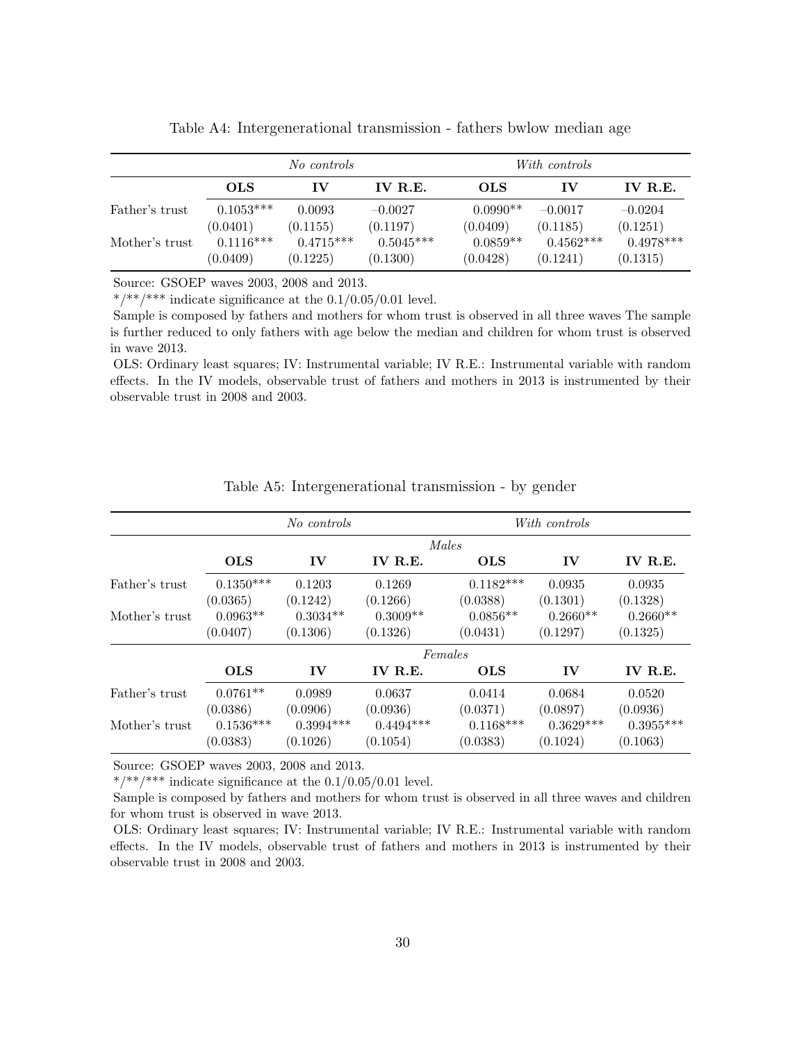Table A4: Intergenerational transmission - fathers bwlow median age

| | *No controls* | | | *With controls* | | |
|---|---|---|---|---|---|---|
| | **OLS** | **IV** | **IV R.E.** | **OLS** | **IV** | **IV R.E.** |
| Father's trust | 0.1053*** | 0.0093 | −0.0027 | 0.0990** | −0.0017 | −0.0204 |
| | (0.0401) | (0.1155) | (0.1197) | (0.0409) | (0.1185) | (0.1251) |
| Mother's trust | 0.1116*** | 0.4715*** | 0.5045*** | 0.0859** | 0.4562*** | 0.4978*** |
| | (0.0409) | (0.1225) | (0.1300) | (0.0428) | (0.1241) | (0.1315) |

Source: GSOEP waves 2003, 2008 and 2013.

*/**/*** indicate significance at the 0.1/0.05/0.01 level.

Sample is composed by fathers and mothers for whom trust is observed in all three waves The sample is further reduced to only fathers with age below the median and children for whom trust is observed in wave 2013.

OLS: Ordinary least squares; IV: Instrumental variable; IV R.E.: Instrumental variable with random effects. In the IV models, observable trust of fathers and mothers in 2013 is instrumented by their observable trust in 2008 and 2003.

Table A5: Intergenerational transmission - by gender

| | *No controls* | | | *With controls* | | |
|---|---|---|---|---|---|---|
| | | | | *Males* | | |
| | **OLS** | **IV** | **IV R.E.** | **OLS** | **IV** | **IV R.E.** |
| Father's trust | 0.1350*** | 0.1203 | 0.1269 | 0.1182*** | 0.0935 | 0.0935 |
| | (0.0365) | (0.1242) | (0.1266) | (0.0388) | (0.1301) | (0.1328) |
| Mother's trust | 0.0963** | 0.3034** | 0.3009** | 0.0856** | 0.2660** | 0.2660** |
| | (0.0407) | (0.1306) | (0.1326) | (0.0431) | (0.1297) | (0.1325) |
| | | | | *Females* | | |
| | **OLS** | **IV** | **IV R.E.** | **OLS** | **IV** | **IV R.E.** |
| Father's trust | 0.0761** | 0.0989 | 0.0637 | 0.0414 | 0.0684 | 0.0520 |
| | (0.0386) | (0.0906) | (0.0936) | (0.0371) | (0.0897) | (0.0936) |
| Mother's trust | 0.1536*** | 0.3994*** | 0.4494*** | 0.1168*** | 0.3629*** | 0.3955*** |
| | (0.0383) | (0.1026) | (0.1054) | (0.0383) | (0.1024) | (0.1063) |

Source: GSOEP waves 2003, 2008 and 2013.

*/**/*** indicate significance at the 0.1/0.05/0.01 level.

Sample is composed by fathers and mothers for whom trust is observed in all three waves and children for whom trust is observed in wave 2013.

OLS: Ordinary least squares; IV: Instrumental variable; IV R.E.: Instrumental variable with random effects. In the IV models, observable trust of fathers and mothers in 2013 is instrumented by their observable trust in 2008 and 2003.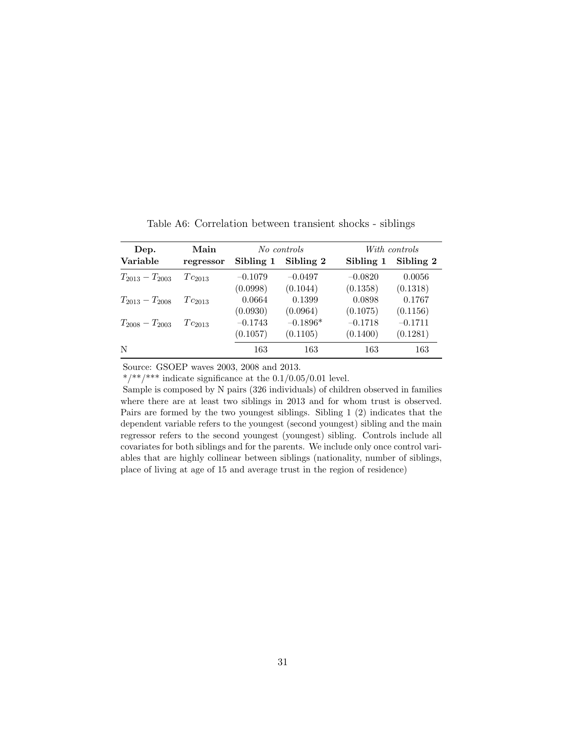Table A6: Correlation between transient shocks - siblings

| Dep. Variable | Main regressor | *No controls* | | *With controls* | |
|---|---|---|---|---|---|
| | | **Sibling 1** | **Sibling 2** | **Sibling 1** | **Sibling 2** |
| $T_{2013} - T_{2003}$ | $Tc_{2013}$ | −0.1079 | −0.0497 | −0.0820 | 0.0056 |
| | | (0.0998) | (0.1044) | (0.1358) | (0.1318) |
| $T_{2013} - T_{2008}$ | $Tc_{2013}$ | 0.0664 | 0.1399 | 0.0898 | 0.1767 |
| | | (0.0930) | (0.0964) | (0.1075) | (0.1156) |
| $T_{2008} - T_{2003}$ | $Tc_{2013}$ | −0.1743 | −0.1896* | −0.1718 | −0.1711 |
| | | (0.1057) | (0.1105) | (0.1400) | (0.1281) |
| N | | 163 | 163 | 163 | 163 |

Source: GSOEP waves 2003, 2008 and 2013.

*/**/*** indicate significance at the 0.1/0.05/0.01 level.

Sample is composed by N pairs (326 individuals) of children observed in families where there are at least two siblings in 2013 and for whom trust is observed. Pairs are formed by the two youngest siblings. Sibling 1 (2) indicates that the dependent variable refers to the youngest (second youngest) sibling and the main regressor refers to the second youngest (youngest) sibling. Controls include all covariates for both siblings and for the parents. We include only once control variables that are highly collinear between siblings (nationality, number of siblings, place of living at age of 15 and average trust in the region of residence)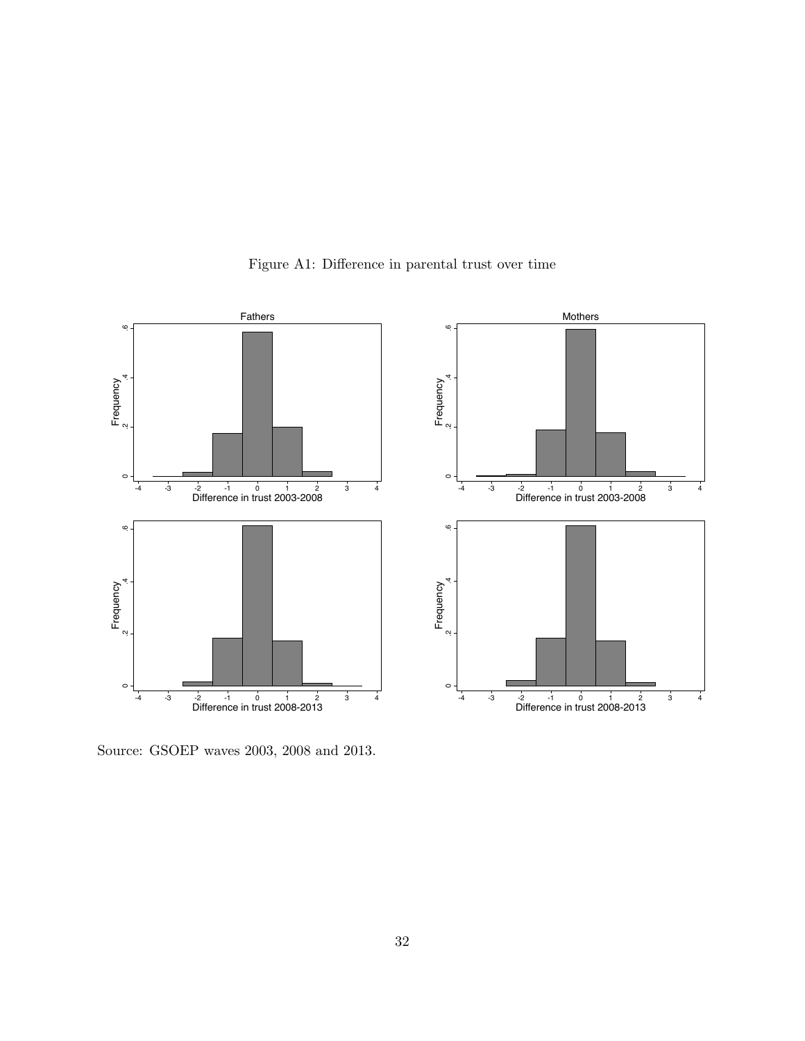Figure A1: Difference in parental trust over time

Source: GSOEP waves 2003, 2008 and 2013.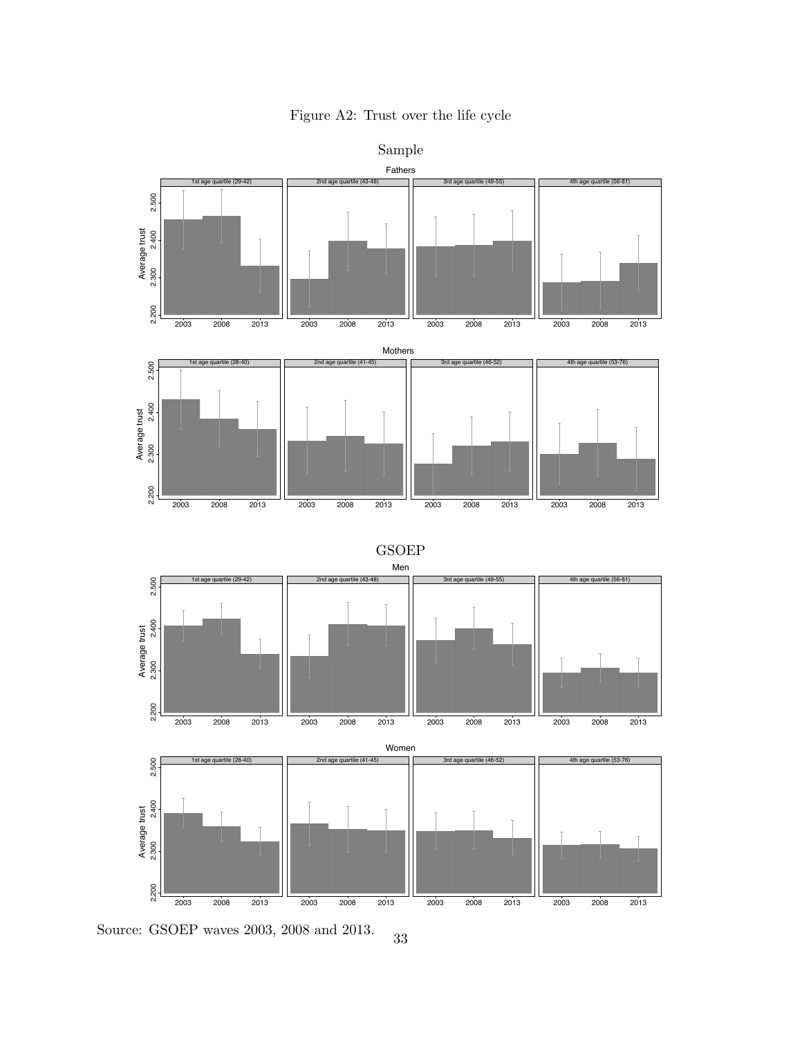Figure A2: Trust over the life cycle

Source: GSOEP waves 2003, 2008 and 2013.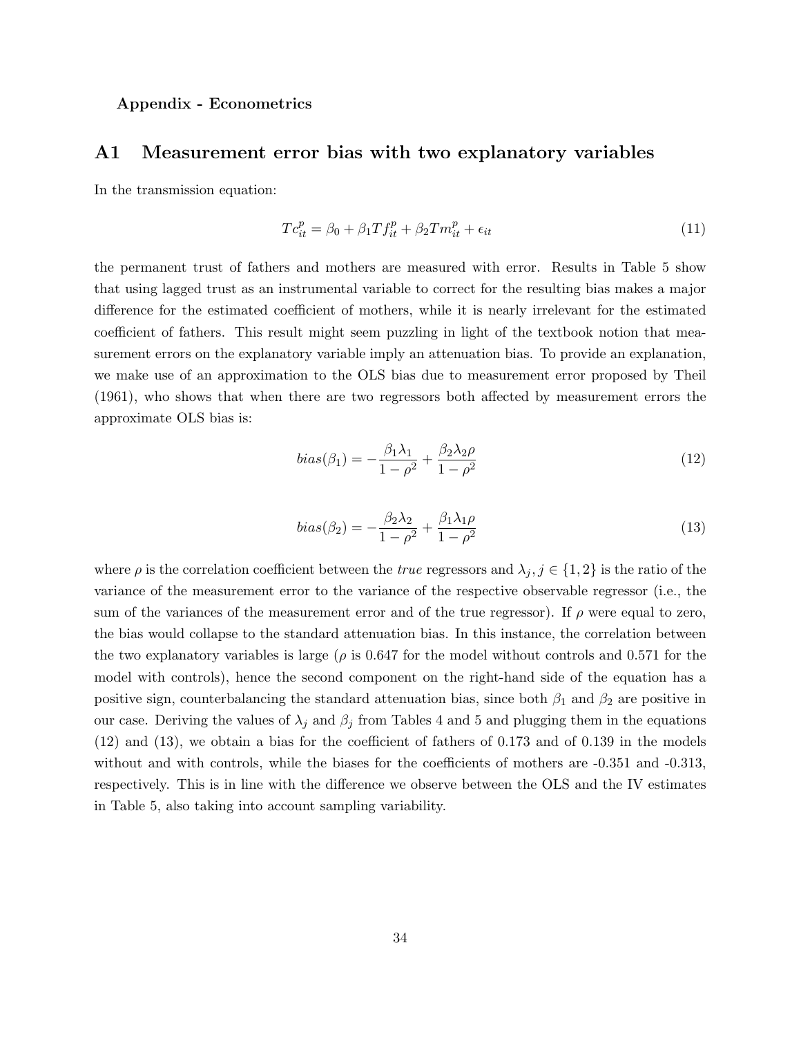**Appendix - Econometrics**

## A1 Measurement error bias with two explanatory variables

In the transmission equation:

$$Tc_{it}^{p} = \beta_0 + \beta_1 Tf_{it}^{p} + \beta_2 Tm_{it}^{p} + \epsilon_{it} \tag{11}$$

the permanent trust of fathers and mothers are measured with error. Results in Table 5 show that using lagged trust as an instrumental variable to correct for the resulting bias makes a major difference for the estimated coefficient of mothers, while it is nearly irrelevant for the estimated coefficient of fathers. This result might seem puzzling in light of the textbook notion that measurement errors on the explanatory variable imply an attenuation bias. To provide an explanation, we make use of an approximation to the OLS bias due to measurement error proposed by Theil (1961), who shows that when there are two regressors both affected by measurement errors the approximate OLS bias is:

$$bias(\beta_1) = -\frac{\beta_1 \lambda_1}{1-\rho^2} + \frac{\beta_2 \lambda_2 \rho}{1-\rho^2} \tag{12}$$

$$bias(\beta_2) = -\frac{\beta_2 \lambda_2}{1-\rho^2} + \frac{\beta_1 \lambda_1 \rho}{1-\rho^2} \tag{13}$$

where $\rho$ is the correlation coefficient between the *true* regressors and $\lambda_j, j \in \{1, 2\}$ is the ratio of the variance of the measurement error to the variance of the respective observable regressor (i.e., the sum of the variances of the measurement error and of the true regressor). If $\rho$ were equal to zero, the bias would collapse to the standard attenuation bias. In this instance, the correlation between the two explanatory variables is large ($\rho$ is 0.647 for the model without controls and 0.571 for the model with controls), hence the second component on the right-hand side of the equation has a positive sign, counterbalancing the standard attenuation bias, since both $\beta_1$ and $\beta_2$ are positive in our case. Deriving the values of $\lambda_j$ and $\beta_j$ from Tables 4 and 5 and plugging them in the equations (12) and (13), we obtain a bias for the coefficient of fathers of 0.173 and of 0.139 in the models without and with controls, while the biases for the coefficients of mothers are -0.351 and -0.313, respectively. This is in line with the difference we observe between the OLS and the IV estimates in Table 5, also taking into account sampling variability.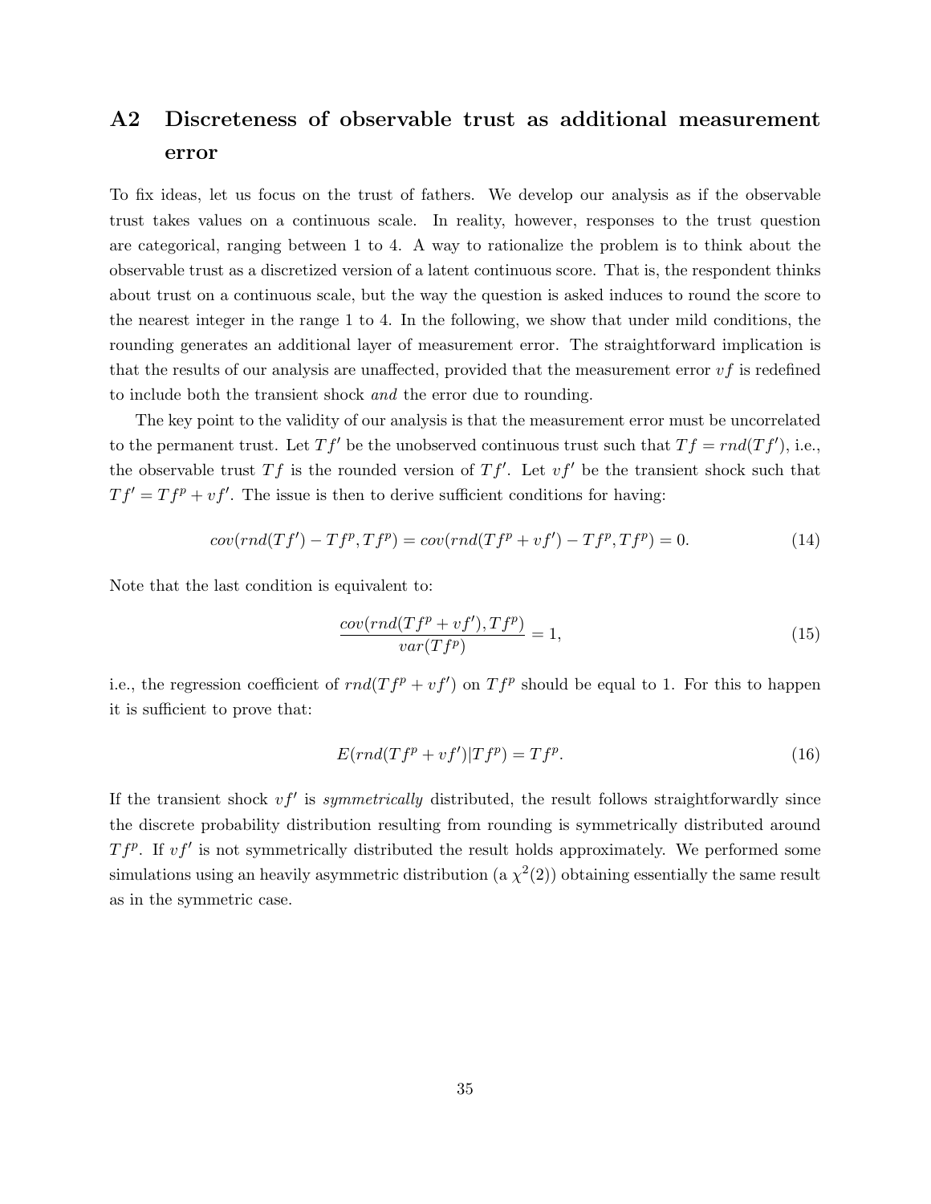## A2 Discreteness of observable trust as additional measurement error

To fix ideas, let us focus on the trust of fathers. We develop our analysis as if the observable trust takes values on a continuous scale. In reality, however, responses to the trust question are categorical, ranging between 1 to 4. A way to rationalize the problem is to think about the observable trust as a discretized version of a latent continuous score. That is, the respondent thinks about trust on a continuous scale, but the way the question is asked induces to round the score to the nearest integer in the range 1 to 4. In the following, we show that under mild conditions, the rounding generates an additional layer of measurement error. The straightforward implication is that the results of our analysis are unaffected, provided that the measurement error $vf$ is redefined to include both the transient shock *and* the error due to rounding.

The key point to the validity of our analysis is that the measurement error must be uncorrelated to the permanent trust. Let $Tf'$ be the unobserved continuous trust such that $Tf = rnd(Tf')$, i.e., the observable trust $Tf$ is the rounded version of $Tf'$. Let $vf'$ be the transient shock such that $Tf' = Tf^p + vf'$. The issue is then to derive sufficient conditions for having:

$$cov(rnd(Tf') - Tf^p, Tf^p) = cov(rnd(Tf^p + vf') - Tf^p, Tf^p) = 0. \tag{14}$$

Note that the last condition is equivalent to:

$$\frac{cov(rnd(Tf^p + vf'), Tf^p)}{var(Tf^p)} = 1, \tag{15}$$

i.e., the regression coefficient of $rnd(Tf^p + vf')$ on $Tf^p$ should be equal to 1. For this to happen it is sufficient to prove that:

$$E(rnd(Tf^p + vf')|Tf^p) = Tf^p. \tag{16}$$

If the transient shock $vf'$ is *symmetrically* distributed, the result follows straightforwardly since the discrete probability distribution resulting from rounding is symmetrically distributed around $Tf^p$. If $vf'$ is not symmetrically distributed the result holds approximately. We performed some simulations using an heavily asymmetric distribution (a $\chi^2(2)$) obtaining essentially the same result as in the symmetric case.